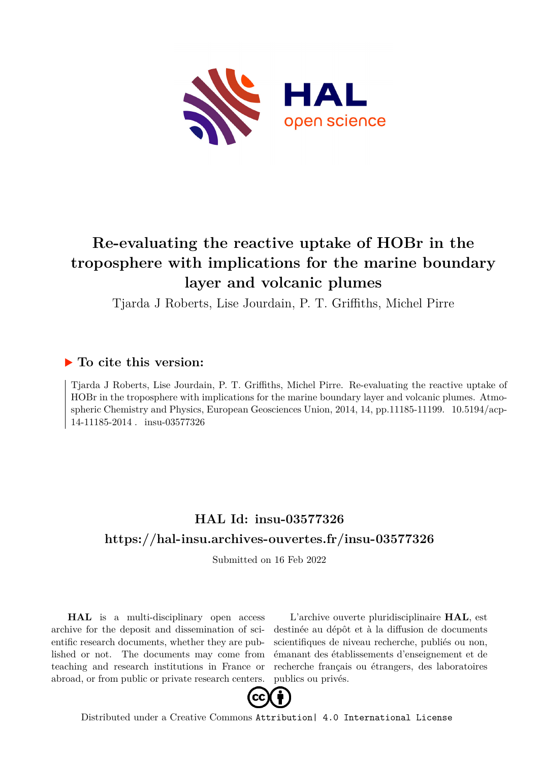# Re-evaluating the reactive uptake of HOBr in the troposphere with implications for the marine boundary layer and volcanic plumes

Tjarda J Roberts, Lise Jourdain, P. T. Griffiths, Michel Pirre

## ▶ To cite this version:

Tjarda J Roberts, Lise Jourdain, P. T. Griffiths, Michel Pirre. Re-evaluating the reactive uptake of HOBr in the troposphere with implications for the marine boundary layer and volcanic plumes. Atmospheric Chemistry and Physics, European Geosciences Union, 2014, 14, pp.11185-11199. 10.5194/acp-14-11185-2014 . insu-03577326

## HAL Id: insu-03577326

## https://hal-insu.archives-ouvertes.fr/insu-03577326

Submitted on 16 Feb 2022

**HAL** is a multi-disciplinary open access archive for the deposit and dissemination of scientific research documents, whether they are published or not. The documents may come from teaching and research institutions in France or abroad, or from public or private research centers.

L'archive ouverte pluridisciplinaire **HAL**, est destinée au dépôt et à la diffusion de documents scientifiques de niveau recherche, publiés ou non, émanant des établissements d'enseignement et de recherche français ou étrangers, des laboratoires publics ou privés.

Distributed under a Creative Commons Attribution| 4.0 International License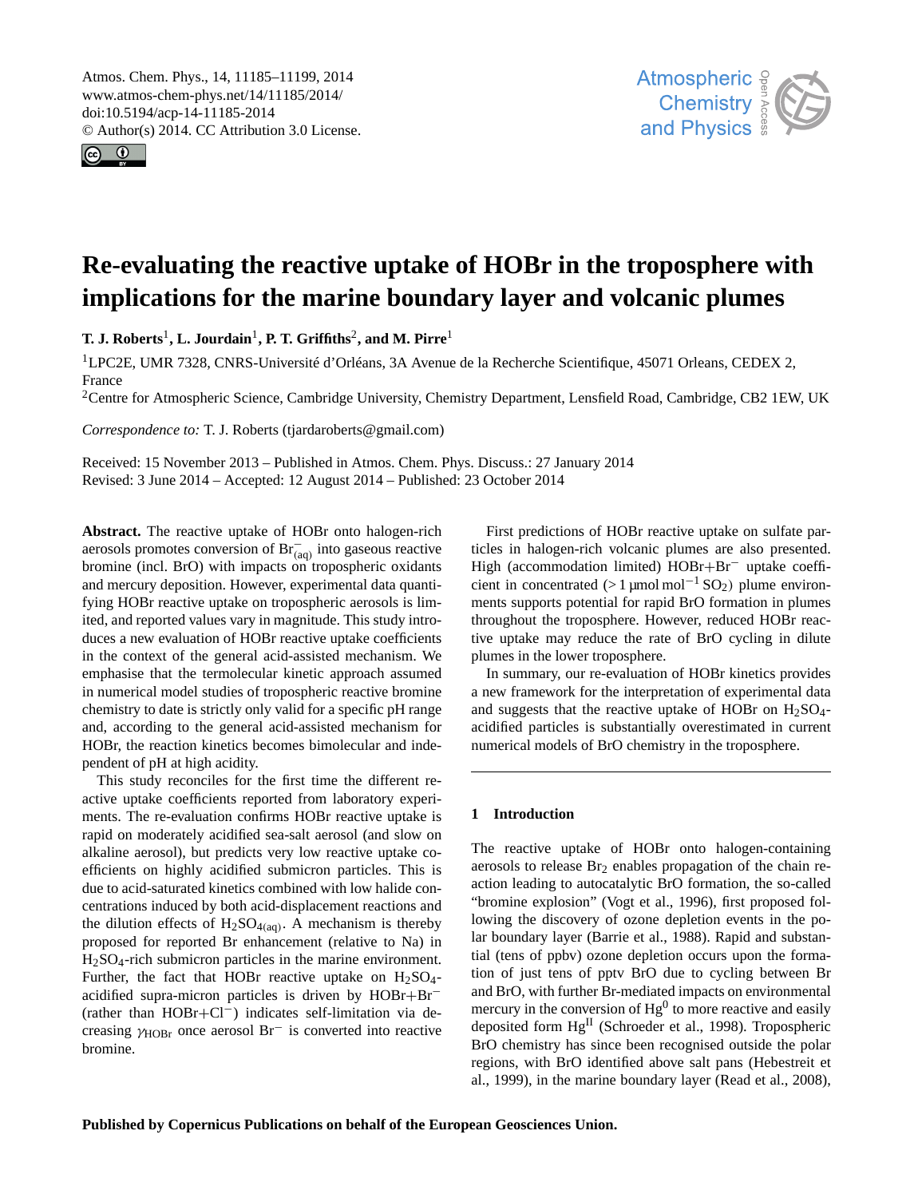# Re-evaluating the reactive uptake of HOBr in the troposphere with implications for the marine boundary layer and volcanic plumes

**T. J. Roberts**[1]**, L. Jourdain**[1]**, P. T. Griffiths**[2]**, and M. Pirre**[1]

[1]LPC2E, UMR 7328, CNRS-Université d'Orléans, 3A Avenue de la Recherche Scientifique, 45071 Orleans, CEDEX 2, France

[2]Centre for Atmospheric Science, Cambridge University, Chemistry Department, Lensfield Road, Cambridge, CB2 1EW, UK

*Correspondence to:* T. J. Roberts (tjardaroberts@gmail.com)

Received: 15 November 2013 – Published in Atmos. Chem. Phys. Discuss.: 27 January 2014
Revised: 3 June 2014 – Accepted: 12 August 2014 – Published: 23 October 2014

**Abstract.** The reactive uptake of HOBr onto halogen-rich aerosols promotes conversion of $Br^-_{(aq)}$ into gaseous reactive bromine (incl. BrO) with impacts on tropospheric oxidants and mercury deposition. However, experimental data quantifying HOBr reactive uptake on tropospheric aerosols is limited, and reported values vary in magnitude. This study introduces a new evaluation of HOBr reactive uptake coefficients in the context of the general acid-assisted mechanism. We emphasise that the termolecular kinetic approach assumed in numerical model studies of tropospheric reactive bromine chemistry to date is strictly only valid for a specific pH range and, according to the general acid-assisted mechanism for HOBr, the reaction kinetics becomes bimolecular and independent of pH at high acidity.

This study reconciles for the first time the different reactive uptake coefficients reported from laboratory experiments. The re-evaluation confirms HOBr reactive uptake is rapid on moderately acidified sea-salt aerosol (and slow on alkaline aerosol), but predicts very low reactive uptake coefficients on highly acidified submicron particles. This is due to acid-saturated kinetics combined with low halide concentrations induced by both acid-displacement reactions and the dilution effects of $H_2SO_{4(aq)}$. A mechanism is thereby proposed for reported Br enhancement (relative to Na) in $H_2SO_4$-rich submicron particles in the marine environment. Further, the fact that HOBr reactive uptake on $H_2SO_4$-acidified supra-micron particles is driven by HOBr+$Br^-$ (rather than HOBr+$Cl^-$) indicates self-limitation via decreasing $\gamma_{HOBr}$ once aerosol $Br^-$ is converted into reactive bromine.

First predictions of HOBr reactive uptake on sulfate particles in halogen-rich volcanic plumes are also presented. High (accommodation limited) HOBr+$Br^-$ uptake coefficient in concentrated ($>1\,\mu mol\,mol^{-1}$ $SO_2$) plume environments supports potential for rapid BrO formation in plumes throughout the troposphere. However, reduced HOBr reactive uptake may reduce the rate of BrO cycling in dilute plumes in the lower troposphere.

In summary, our re-evaluation of HOBr kinetics provides a new framework for the interpretation of experimental data and suggests that the reactive uptake of HOBr on $H_2SO_4$-acidified particles is substantially overestimated in current numerical models of BrO chemistry in the troposphere.

## 1 Introduction

The reactive uptake of HOBr onto halogen-containing aerosols to release $Br_2$ enables propagation of the chain reaction leading to autocatalytic BrO formation, the so-called "bromine explosion" (Vogt et al., 1996), first proposed following the discovery of ozone depletion events in the polar boundary layer (Barrie et al., 1988). Rapid and substantial (tens of ppbv) ozone depletion occurs upon the formation of just tens of pptv BrO due to cycling between Br and BrO, with further Br-mediated impacts on environmental mercury in the conversion of $Hg^0$ to more reactive and easily deposited form $Hg^{II}$ (Schroeder et al., 1998). Tropospheric BrO chemistry has since been recognised outside the polar regions, with BrO identified above salt pans (Hebestreit et al., 1999), in the marine boundary layer (Read et al., 2008),

**Published by Copernicus Publications on behalf of the European Geosciences Union.**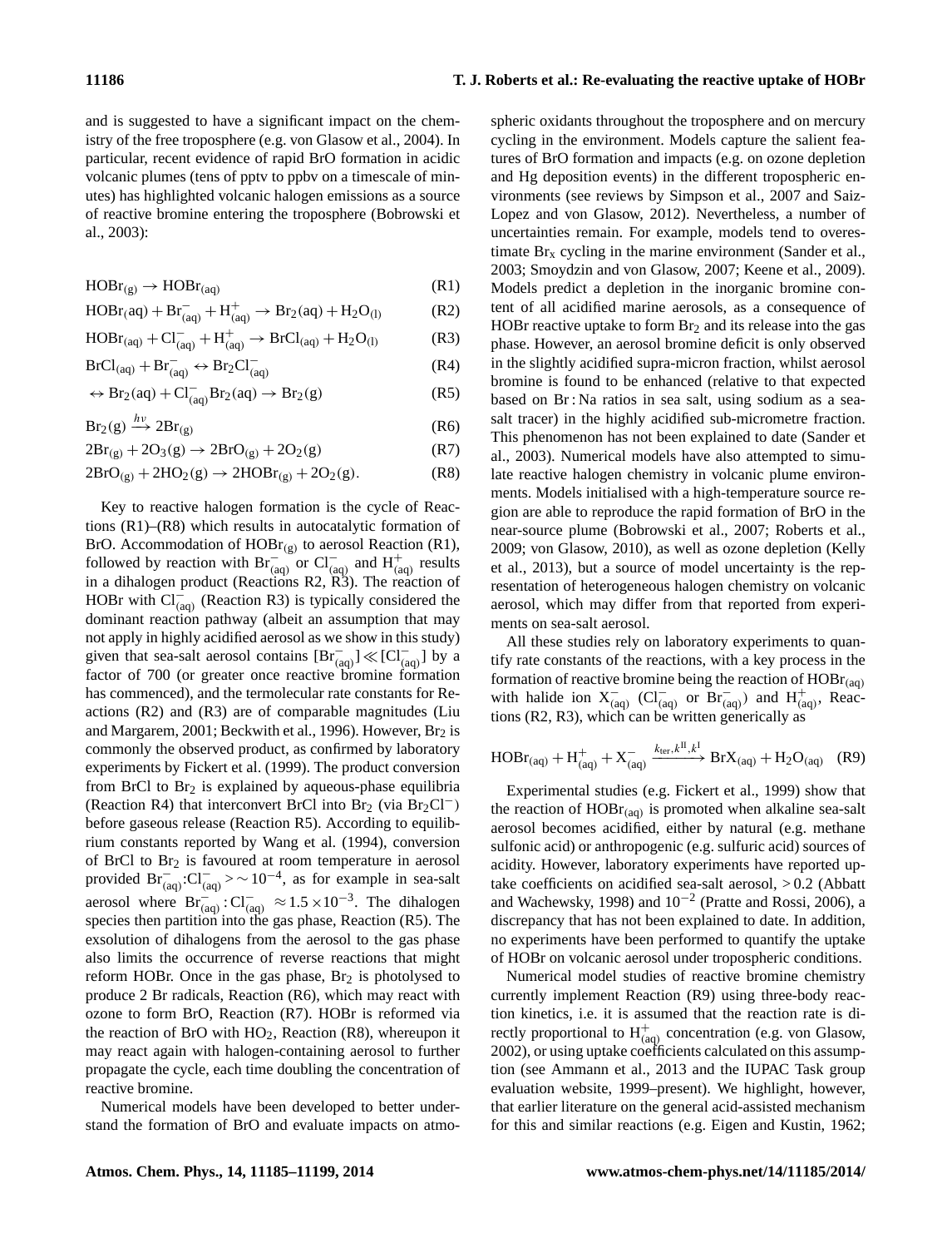and is suggested to have a significant impact on the chemistry of the free troposphere (e.g. von Glasow et al., 2004). In particular, recent evidence of rapid BrO formation in acidic volcanic plumes (tens of pptv to ppbv on a timescale of minutes) has highlighted volcanic halogen emissions as a source of reactive bromine entering the troposphere (Bobrowski et al., 2003):

$$HOBr_{(g)} \rightarrow HOBr_{(aq)} \quad \text{(R1)}$$

$$HOBr(aq) + Br^-_{(aq)} + H^+_{(aq)} \rightarrow Br_2(aq) + H_2O_{(l)} \quad \text{(R2)}$$

$$HOBr_{(aq)} + Cl^-_{(aq)} + H^+_{(aq)} \rightarrow BrCl_{(aq)} + H_2O_{(l)} \quad \text{(R3)}$$

$$BrCl_{(aq)} + Br^-_{(aq)} \leftrightarrow Br_2Cl^-_{(aq)} \quad \text{(R4)}$$

$$\leftrightarrow Br_2(aq) + Cl^-_{(aq)}Br_2(aq) \rightarrow Br_2(g) \quad \text{(R5)}$$

$$Br_2(g) \xrightarrow{h\nu} 2Br_{(g)} \quad \text{(R6)}$$

$$2Br_{(g)} + 2O_3(g) \rightarrow 2BrO_{(g)} + 2O_2(g) \quad \text{(R7)}$$

$$2BrO_{(g)} + 2HO_2(g) \rightarrow 2HOBr_{(g)} + 2O_2(g). \quad \text{(R8)}$$

Key to reactive halogen formation is the cycle of Reactions (R1)–(R8) which results in autocatalytic formation of BrO. Accommodation of $HOBr_{(g)}$ to aerosol Reaction (R1), followed by reaction with $Br^-_{(aq)}$ or $Cl^-_{(aq)}$ and $H^+_{(aq)}$ results in a dihalogen product (Reactions R2, R3). The reaction of HOBr with $Cl^-_{(aq)}$ (Reaction R3) is typically considered the dominant reaction pathway (albeit an assumption that may not apply in highly acidified aerosol as we show in this study) given that sea-salt aerosol contains $[Br^-_{(aq)}] \ll [Cl^-_{(aq)}]$ by a factor of 700 (or greater once reactive bromine formation has commenced), and the termolecular rate constants for Reactions (R2) and (R3) are of comparable magnitudes (Liu and Margarem, 2001; Beckwith et al., 1996). However, $Br_2$ is commonly the observed product, as confirmed by laboratory experiments by Fickert et al. (1999). The product conversion from BrCl to $Br_2$ is explained by aqueous-phase equilibria (Reaction R4) that interconvert BrCl into $Br_2$ (via $Br_2Cl^-$) before gaseous release (Reaction R5). According to equilibrium constants reported by Wang et al. (1994), conversion of BrCl to $Br_2$ is favoured at room temperature in aerosol provided $Br^-_{(aq)}$:$Cl^-_{(aq)} > \sim 10^{-4}$, as for example in sea-salt aerosol where $Br^-_{(aq)} : Cl^-_{(aq)} \approx 1.5 \times 10^{-3}$. The dihalogen species then partition into the gas phase, Reaction (R5). The exsolution of dihalogens from the aerosol to the gas phase also limits the occurrence of reverse reactions that might reform HOBr. Once in the gas phase, $Br_2$ is photolysed to produce 2 Br radicals, Reaction (R6), which may react with ozone to form BrO, Reaction (R7). HOBr is reformed via the reaction of BrO with $HO_2$, Reaction (R8), whereupon it may react again with halogen-containing aerosol to further propagate the cycle, each time doubling the concentration of reactive bromine.

Numerical models have been developed to better understand the formation of BrO and evaluate impacts on atmospheric oxidants throughout the troposphere and on mercury cycling in the environment. Models capture the salient features of BrO formation and impacts (e.g. on ozone depletion and Hg deposition events) in the different tropospheric environments (see reviews by Simpson et al., 2007 and Saiz-Lopez and von Glasow, 2012). Nevertheless, a number of uncertainties remain. For example, models tend to overestimate $Br_x$ cycling in the marine environment (Sander et al., 2003; Smoydzin and von Glasow, 2007; Keene et al., 2009). Models predict a depletion in the inorganic bromine content of all acidified marine aerosols, as a consequence of HOBr reactive uptake to form $Br_2$ and its release into the gas phase. However, an aerosol bromine deficit is only observed in the slightly acidified supra-micron fraction, whilst aerosol bromine is found to be enhanced (relative to that expected based on Br : Na ratios in sea salt, using sodium as a sea-salt tracer) in the highly acidified sub-micrometre fraction. This phenomenon has not been explained to date (Sander et al., 2003). Numerical models have also attempted to simulate reactive halogen chemistry in volcanic plume environments. Models initialised with a high-temperature source region are able to reproduce the rapid formation of BrO in the near-source plume (Bobrowski et al., 2007; Roberts et al., 2009; von Glasow, 2010), as well as ozone depletion (Kelly et al., 2013), but a source of model uncertainty is the representation of heterogeneous halogen chemistry on volcanic aerosol, which may differ from that reported from experiments on sea-salt aerosol.

All these studies rely on laboratory experiments to quantify rate constants of the reactions, with a key process in the formation of reactive bromine being the reaction of $HOBr_{(aq)}$ with halide ion $X^-_{(aq)}$ ($Cl^-_{(aq)}$ or $Br^-_{(aq)}$) and $H^+_{(aq)}$, Reactions (R2, R3), which can be written generically as

$$HOBr_{(aq)} + H^+_{(aq)} + X^-_{(aq)} \xrightarrow{k_{ter}, k^{II}, k^{I}} BrX_{(aq)} + H_2O_{(aq)} \quad \text{(R9)}$$

Experimental studies (e.g. Fickert et al., 1999) show that the reaction of $HOBr_{(aq)}$ is promoted when alkaline sea-salt aerosol becomes acidified, either by natural (e.g. methane sulfonic acid) or anthropogenic (e.g. sulfuric acid) sources of acidity. However, laboratory experiments have reported uptake coefficients on acidified sea-salt aerosol, > 0.2 (Abbatt and Wachewsky, 1998) and $10^{-2}$ (Pratte and Rossi, 2006), a discrepancy that has not been explained to date. In addition, no experiments have been performed to quantify the uptake of HOBr on volcanic aerosol under tropospheric conditions.

Numerical model studies of reactive bromine chemistry currently implement Reaction (R9) using three-body reaction kinetics, i.e. it is assumed that the reaction rate is directly proportional to $H^+_{(aq)}$ concentration (e.g. von Glasow, 2002), or using uptake coefficients calculated on this assumption (see Ammann et al., 2013 and the IUPAC Task group evaluation website, 1999–present). We highlight, however, that earlier literature on the general acid-assisted mechanism for this and similar reactions (e.g. Eigen and Kustin, 1962;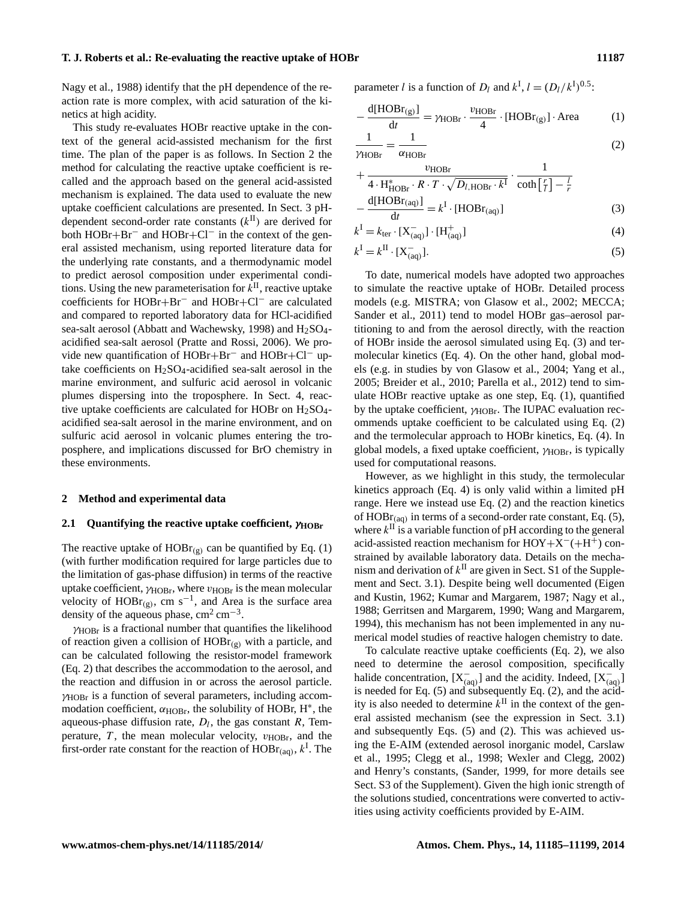Nagy et al., 1988) identify that the pH dependence of the reaction rate is more complex, with acid saturation of the kinetics at high acidity.

This study re-evaluates HOBr reactive uptake in the context of the general acid-assisted mechanism for the first time. The plan of the paper is as follows. In Section 2 the method for calculating the reactive uptake coefficient is recalled and the approach based on the general acid-assisted mechanism is explained. The data used to evaluate the new uptake coefficient calculations are presented. In Sect. 3 pH-dependent second-order rate constants ($k^{\mathrm{II}}$) are derived for both HOBr+$Br^-$ and HOBr+$Cl^-$ in the context of the general assisted mechanism, using reported literature data for the underlying rate constants, and a thermodynamic model to predict aerosol composition under experimental conditions. Using the new parameterisation for $k^{\mathrm{II}}$, reactive uptake coefficients for HOBr+$Br^-$ and HOBr+$Cl^-$ are calculated and compared to reported laboratory data for HCl-acidified sea-salt aerosol (Abbatt and Wachewsky, 1998) and $H_2SO_4$-acidified sea-salt aerosol (Pratte and Rossi, 2006). We provide new quantification of HOBr+$Br^-$ and HOBr+$Cl^-$ uptake coefficients on $H_2SO_4$-acidified sea-salt aerosol in the marine environment, and sulfuric acid aerosol in volcanic plumes dispersing into the troposphere. In Sect. 4, reactive uptake coefficients are calculated for HOBr on $H_2SO_4$-acidified sea-salt aerosol in the marine environment, and on sulfuric acid aerosol in volcanic plumes entering the troposphere, and implications discussed for BrO chemistry in these environments.

## 2 Method and experimental data

### 2.1 Quantifying the reactive uptake coefficient, $\gamma_{\mathrm{HOBr}}$

The reactive uptake of $\mathrm{HOBr_{(g)}}$ can be quantified by Eq. (1) (with further modification required for large particles due to the limitation of gas-phase diffusion) in terms of the reactive uptake coefficient, $\gamma_{\mathrm{HOBr}}$, where $\upsilon_{\mathrm{HOBr}}$ is the mean molecular velocity of $\mathrm{HOBr_{(g)}}$, cm s$^{-1}$, and Area is the surface area density of the aqueous phase, cm$^2$ cm$^{-3}$.

$\gamma_{\mathrm{HOBr}}$ is a fractional number that quantifies the likelihood of reaction given a collision of $\mathrm{HOBr_{(g)}}$ with a particle, and can be calculated following the resistor-model framework (Eq. 2) that describes the accommodation to the aerosol, and the reaction and diffusion in or across the aerosol particle. $\gamma_{\mathrm{HOBr}}$ is a function of several parameters, including accommodation coefficient, $\alpha_{\mathrm{HOBr}}$, the solubility of HOBr, $\mathrm{H}^*$, the aqueous-phase diffusion rate, $D_l$, the gas constant $R$, Temperature, $T$, the mean molecular velocity, $\upsilon_{\mathrm{HOBr}}$, and the first-order rate constant for the reaction of $\mathrm{HOBr_{(aq)}}$, $k^{\mathrm{I}}$. The parameter $l$ is a function of $D_l$ and $k^{\mathrm{I}}$, $l = (D_l/k^{\mathrm{I}})^{0.5}$:

$$-\frac{\mathrm{d[HOBr_{(g)}]}}{\mathrm{d}t} = \gamma_{\mathrm{HOBr}} \cdot \frac{\upsilon_{\mathrm{HOBr}}}{4} \cdot [\mathrm{HOBr_{(g)}}] \cdot \mathrm{Area} \tag{1}$$

$$\frac{1}{\gamma_{\mathrm{HOBr}}} = \frac{1}{\alpha_{\mathrm{HOBr}}} + \frac{\upsilon_{\mathrm{HOBr}}}{4 \cdot \mathrm{H}^*_{\mathrm{HOBr}} \cdot R \cdot T \cdot \sqrt{D_{l,\mathrm{HOBr}} \cdot k^{\mathrm{I}}}} \cdot \frac{1}{\coth\left[\frac{r}{l}\right] - \frac{l}{r}} \tag{2}$$

$$-\frac{\mathrm{d[HOBr_{(aq)}]}}{\mathrm{d}t} = k^{\mathrm{I}} \cdot [\mathrm{HOBr_{(aq)}}] \tag{3}$$

$$k^{\mathrm{I}} = k_{\mathrm{ter}} \cdot [\mathrm{X^-_{(aq)}}] \cdot [\mathrm{H^+_{(aq)}}] \tag{4}$$

$$k^{\mathrm{I}} = k^{\mathrm{II}} \cdot [\mathrm{X^-_{(aq)}}]. \tag{5}$$

To date, numerical models have adopted two approaches to simulate the reactive uptake of HOBr. Detailed process models (e.g. MISTRA; von Glasow et al., 2002; MECCA; Sander et al., 2011) tend to model HOBr gas–aerosol partitioning to and from the aerosol directly, with the reaction of HOBr inside the aerosol simulated using Eq. (3) and termolecular kinetics (Eq. 4). On the other hand, global models (e.g. in studies by von Glasow et al., 2004; Yang et al., 2005; Breider et al., 2010; Parella et al., 2012) tend to simulate HOBr reactive uptake as one step, Eq. (1), quantified by the uptake coefficient, $\gamma_{\mathrm{HOBr}}$. The IUPAC evaluation recommends uptake coefficient to be calculated using Eq. (2) and the termolecular approach to HOBr kinetics, Eq. (4). In global models, a fixed uptake coefficient, $\gamma_{\mathrm{HOBr}}$, is typically used for computational reasons.

However, as we highlight in this study, the termolecular kinetics approach (Eq. 4) is only valid within a limited pH range. Here we instead use Eq. (2) and the reaction kinetics of $\mathrm{HOBr_{(aq)}}$ in terms of a second-order rate constant, Eq. (5), where $k^{\mathrm{II}}$ is a variable function of pH according to the general acid-assisted reaction mechanism for HOY+$X^-$(+$H^+$) constrained by available laboratory data. Details on the mechanism and derivation of $k^{\mathrm{II}}$ are given in Sect. S1 of the Supplement and Sect. 3.1). Despite being well documented (Eigen and Kustin, 1962; Kumar and Margarem, 1987; Nagy et al., 1988; Gerritsen and Margarem, 1990; Wang and Margarem, 1994), this mechanism has not been implemented in any numerical model studies of reactive halogen chemistry to date.

To calculate reactive uptake coefficients (Eq. 2), we also need to determine the aerosol composition, specifically halide concentration, $[\mathrm{X^-_{(aq)}}]$ and the acidity. Indeed, $[\mathrm{X^-_{(aq)}}]$ is needed for Eq. (5) and subsequently Eq. (2), and the acidity is also needed to determine $k^{\mathrm{II}}$ in the context of the general assisted mechanism (see the expression in Sect. 3.1) and subsequently Eqs. (5) and (2). This was achieved using the E-AIM (extended aerosol inorganic model, Carslaw et al., 1995; Clegg et al., 1998; Wexler and Clegg, 2002) and Henry's constants, (Sander, 1999, for more details see Sect. S3 of the Supplement). Given the high ionic strength of the solutions studied, concentrations were converted to activities using activity coefficients provided by E-AIM.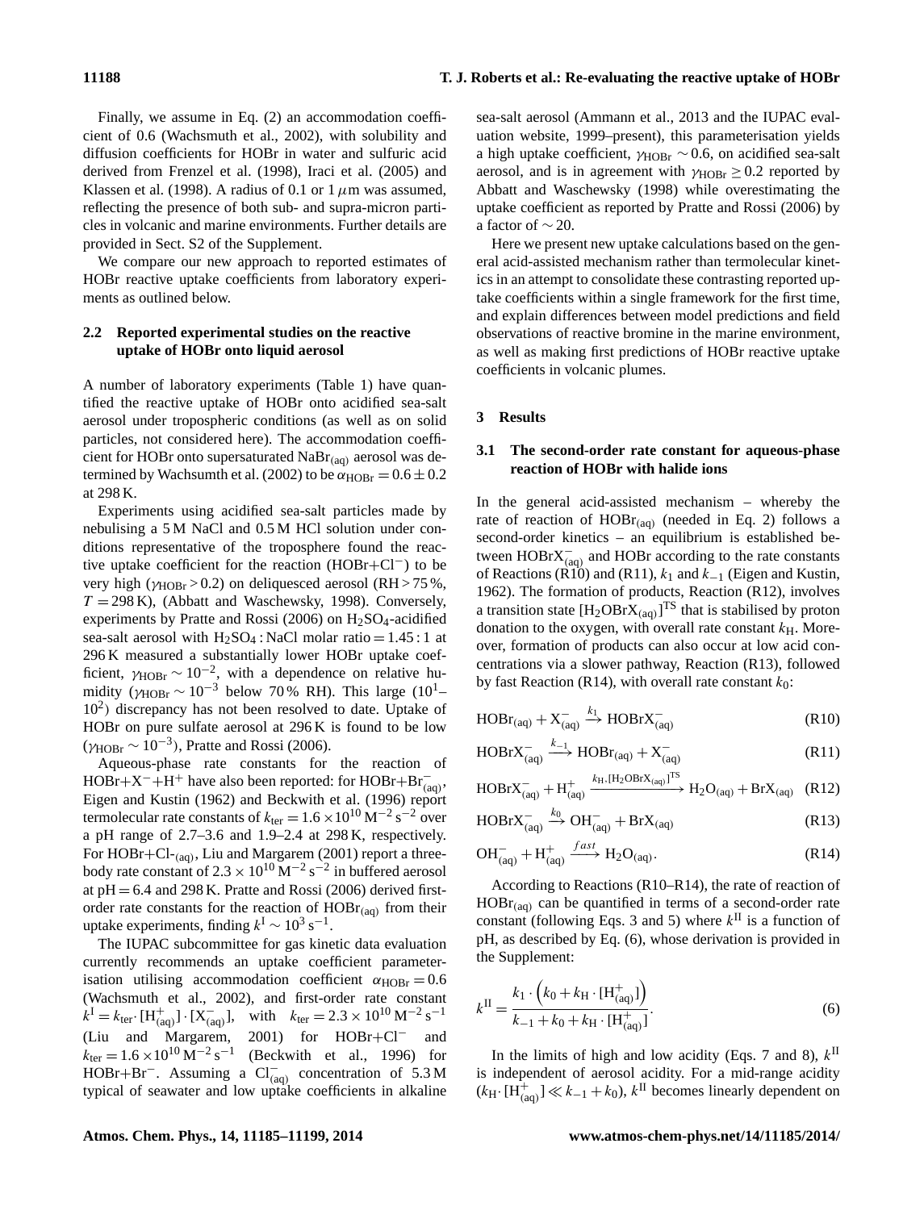Finally, we assume in Eq. (2) an accommodation coefficient of 0.6 (Wachsmuth et al., 2002), with solubility and diffusion coefficients for HOBr in water and sulfuric acid derived from Frenzel et al. (1998), Iraci et al. (2005) and Klassen et al. (1998). A radius of 0.1 or 1 $\mu$m was assumed, reflecting the presence of both sub- and supra-micron particles in volcanic and marine environments. Further details are provided in Sect. S2 of the Supplement.

We compare our new approach to reported estimates of HOBr reactive uptake coefficients from laboratory experiments as outlined below.

### 2.2 Reported experimental studies on the reactive uptake of HOBr onto liquid aerosol

A number of laboratory experiments (Table 1) have quantified the reactive uptake of HOBr onto acidified sea-salt aerosol under tropospheric conditions (as well as on solid particles, not considered here). The accommodation coefficient for HOBr onto supersaturated $NaBr_{(aq)}$ aerosol was determined by Wachsumth et al. (2002) to be $\alpha_{HOBr} = 0.6 \pm 0.2$ at 298 K.

Experiments using acidified sea-salt particles made by nebulising a 5 M NaCl and 0.5 M HCl solution under conditions representative of the troposphere found the reactive uptake coefficient for the reaction ($HOBr+Cl^-$) to be very high ($\gamma_{HOBr} > 0.2$) on deliquesced aerosol (RH > 75 %, $T = 298$ K), (Abbatt and Waschewsky, 1998). Conversely, experiments by Pratte and Rossi (2006) on $H_2SO_4$-acidified sea-salt aerosol with $H_2SO_4$ : NaCl molar ratio = 1.45 : 1 at 296 K measured a substantially lower HOBr uptake coefficient, $\gamma_{HOBr} \sim 10^{-2}$, with a dependence on relative humidity ($\gamma_{HOBr} \sim 10^{-3}$ below 70 % RH). This large ($10^1$–$10^2$) discrepancy has not been resolved to date. Uptake of HOBr on pure sulfate aerosol at 296 K is found to be low ($\gamma_{HOBr} \sim 10^{-3}$), Pratte and Rossi (2006).

Aqueous-phase rate constants for the reaction of $HOBr+X^-+H^+$ have also been reported: for $HOBr+Br^-_{(aq)}$, Eigen and Kustin (1962) and Beckwith et al. (1996) report termolecular rate constants of $k_{ter} = 1.6 \times 10^{10}\,M^{-2}\,s^{-2}$ over a pH range of 2.7–3.6 and 1.9–2.4 at 298 K, respectively. For $HOBr+Cl^-_{(aq)}$, Liu and Margarem (2001) report a three-body rate constant of $2.3 \times 10^{10}\,M^{-2}\,s^{-2}$ in buffered aerosol at pH = 6.4 and 298 K. Pratte and Rossi (2006) derived first-order rate constants for the reaction of $HOBr_{(aq)}$ from their uptake experiments, finding $k^I \sim 10^3\,s^{-1}$.

The IUPAC subcommittee for gas kinetic data evaluation currently recommends an uptake coefficient parameterisation utilising accommodation coefficient $\alpha_{HOBr} = 0.6$ (Wachsmuth et al., 2002), and first-order rate constant $k^I = k_{ter} \cdot [H^+_{(aq)}] \cdot [X^-_{(aq)}]$, with $k_{ter} = 2.3 \times 10^{10}\,M^{-2}\,s^{-1}$ (Liu and Margarem, 2001) for $HOBr+Cl^-$ and $k_{ter} = 1.6 \times 10^{10}\,M^{-2}\,s^{-1}$ (Beckwith et al., 1996) for $HOBr+Br^-$. Assuming a $Cl^-_{(aq)}$ concentration of 5.3 M typical of seawater and low uptake coefficients in alkaline sea-salt aerosol (Ammann et al., 2013 and the IUPAC evaluation website, 1999–present), this parameterisation yields a high uptake coefficient, $\gamma_{HOBr} \sim 0.6$, on acidified sea-salt aerosol, and is in agreement with $\gamma_{HOBr} \geq 0.2$ reported by Abbatt and Waschewsky (1998) while overestimating the uptake coefficient as reported by Pratte and Rossi (2006) by a factor of $\sim 20$.

Here we present new uptake calculations based on the general acid-assisted mechanism rather than termolecular kinetics in an attempt to consolidate these contrasting reported uptake coefficients within a single framework for the first time, and explain differences between model predictions and field observations of reactive bromine in the marine environment, as well as making first predictions of HOBr reactive uptake coefficients in volcanic plumes.

## 3 Results

### 3.1 The second-order rate constant for aqueous-phase reaction of HOBr with halide ions

In the general acid-assisted mechanism – whereby the rate of reaction of $HOBr_{(aq)}$ (needed in Eq. 2) follows a second-order kinetics – an equilibrium is established between $HOBrX^-_{(aq)}$ and HOBr according to the rate constants of Reactions (R10) and (R11), $k_1$ and $k_{-1}$ (Eigen and Kustin, 1962). The formation of products, Reaction (R12), involves a transition state $[H_2OBrX_{(aq)}]^{TS}$ that is stabilised by proton donation to the oxygen, with overall rate constant $k_H$. Moreover, formation of products can also occur at low acid concentrations via a slower pathway, Reaction (R13), followed by fast Reaction (R14), with overall rate constant $k_0$:

$$HOBr_{(aq)} + X^-_{(aq)} \xrightarrow{k_1} HOBrX^-_{(aq)} \tag{R10}$$

$$HOBrX^-_{(aq)} \xrightarrow{k_{-1}} HOBr_{(aq)} + X^-_{(aq)} \tag{R11}$$

$$HOBrX^-_{(aq)} + H^+_{(aq)} \xrightarrow{k_H, [H_2OBrX_{(aq)}]^{TS}} H_2O_{(aq)} + BrX_{(aq)} \tag{R12}$$

$$HOBrX^-_{(aq)} \xrightarrow{k_0} OH^-_{(aq)} + BrX_{(aq)} \tag{R13}$$

$$OH^-_{(aq)} + H^+_{(aq)} \xrightarrow{fast} H_2O_{(aq)}. \tag{R14}$$

According to Reactions (R10–R14), the rate of reaction of $HOBr_{(aq)}$ can be quantified in terms of a second-order rate constant (following Eqs. 3 and 5) where $k^{II}$ is a function of pH, as described by Eq. (6), whose derivation is provided in the Supplement:

$$k^{II} = \frac{k_1 \cdot \left(k_0 + k_H \cdot [H^+_{(aq)}]\right)}{k_{-1} + k_0 + k_H \cdot [H^+_{(aq)}]}. \tag{6}$$

In the limits of high and low acidity (Eqs. 7 and 8), $k^{II}$ is independent of aerosol acidity. For a mid-range acidity ($k_H \cdot [H^+_{(aq)}] \ll k_{-1} + k_0$), $k^{II}$ becomes linearly dependent on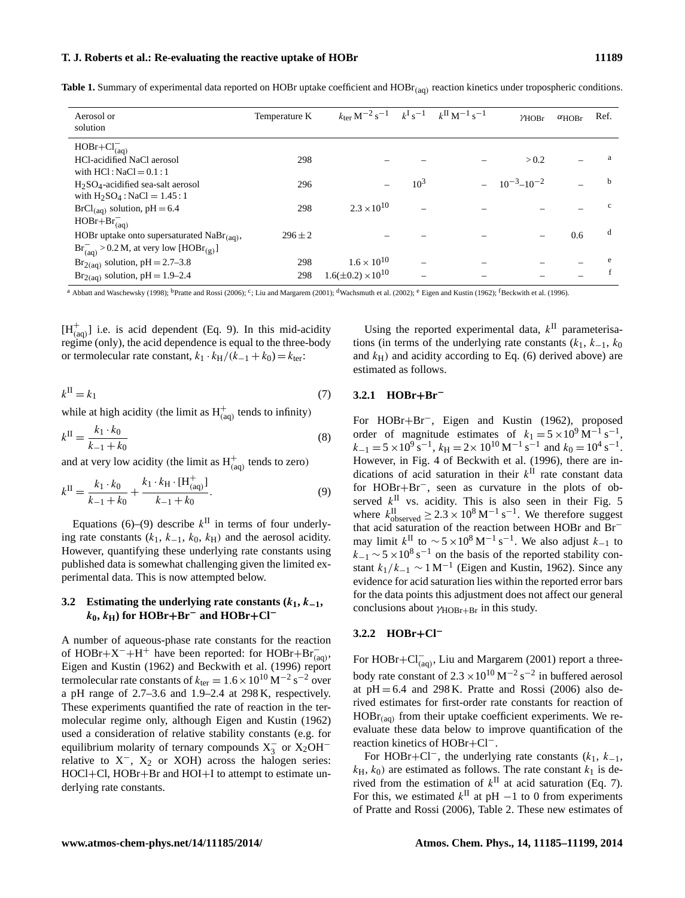**Table 1.** Summary of experimental data reported on HOBr uptake coefficient and $HOBr_{(aq)}$ reaction kinetics under tropospheric conditions.

| Aerosol or solution | Temperature K | $k_{ter}$ $M^{-2}\,s^{-1}$ | $k^{I}$ $s^{-1}$ | $k^{II}$ $M^{-1}\,s^{-1}$ | $\gamma_{HOBr}$ | $\alpha_{HOBr}$ | Ref. |
|---|---|---|---|---|---|---|---|
| $HOBr+Cl^-_{(aq)}$ | | | | | | | |
| HCl-acidified NaCl aerosol with HCl : NaCl = 0.1 : 1 | 298 | – | – | – | > 0.2 | – | a |
| $H_2SO_4$-acidified sea-salt aerosol with $H_2SO_4$ : NaCl = 1.45 : 1 | 296 | – | $10^3$ | – | $10^{-3}$–$10^{-2}$ | – | b |
| $BrCl_{(aq)}$ solution, pH = 6.4 | 298 | $2.3\times10^{10}$ | – | – | – | – | c |
| $HOBr+Br^-_{(aq)}$ | | | | | | | |
| HOBr uptake onto supersaturated $NaBr_{(aq)}$, $Br^-_{(aq)} > 0.2$ M, at very low $[HOBr_{(g)}]$ | $296\pm2$ | – | – | – | – | 0.6 | d |
| $Br_{2(aq)}$ solution, pH = 2.7–3.8 | 298 | $1.6\times10^{10}$ | – | – | – | – | e |
| $Br_{2(aq)}$ solution, pH = 1.9–2.4 | 298 | $1.6(\pm0.2)\times10^{10}$ | – | – | – | – | f |

[a] Abbatt and Waschewsky (1998); [b] Pratte and Rossi (2006); [c]; Liu and Margarem (2001); [d] Wachsmuth et al. (2002); [e] Eigen and Kustin (1962); [f] Beckwith et al. (1996).

$[H^+_{(aq)}]$ i.e. is acid dependent (Eq. 9). In this mid-acidity regime (only), the acid dependence is equal to the three-body or termolecular rate constant, $k_1 \cdot k_H/(k_{-1}+k_0) = k_{ter}$:

$$k^{II} = k_1 \tag{7}$$

while at high acidity (the limit as $H^+_{(aq)}$ tends to infinity)

$$k^{II} = \frac{k_1 \cdot k_0}{k_{-1}+k_0} \tag{8}$$

and at very low acidity (the limit as $H^+_{(aq)}$ tends to zero)

$$k^{II} = \frac{k_1 \cdot k_0}{k_{-1}+k_0} + \frac{k_1 \cdot k_H \cdot [H^+_{(aq)}]}{k_{-1}+k_0}. \tag{9}$$

Equations (6)–(9) describe $k^{II}$ in terms of four underlying rate constants ($k_1$, $k_{-1}$, $k_0$, $k_H$) and the aerosol acidity. However, quantifying these underlying rate constants using published data is somewhat challenging given the limited experimental data. This is now attempted below.

### 3.2 Estimating the underlying rate constants ($k_1$, $k_{-1}$, $k_0$, $k_H$) for HOBr+$Br^-$ and HOBr+$Cl^-$

A number of aqueous-phase rate constants for the reaction of HOBr+$X^-$+$H^+$ have been reported: for HOBr+$Br^-_{(aq)}$, Eigen and Kustin (1962) and Beckwith et al. (1996) report termolecular rate constants of $k_{ter} = 1.6\times10^{10}\,M^{-2}\,s^{-2}$ over a pH range of 2.7–3.6 and 1.9–2.4 at 298 K, respectively. These experiments quantified the rate of reaction in the termolecular regime only, although Eigen and Kustin (1962) used a consideration of relative stability constants (e.g. for equilibrium molarity of ternary compounds $X_3^-$ or $X_2OH^-$ relative to $X^-$, $X_2$ or XOH) across the halogen series: HOCl+Cl, HOBr+Br and HOI+I to attempt to estimate underlying rate constants.

Using the reported experimental data, $k^{II}$ parameterisations (in terms of the underlying rate constants ($k_1$, $k_{-1}$, $k_0$ and $k_H$) and acidity according to Eq. (6) derived above) are estimated as follows.

#### 3.2.1 HOBr+$Br^-$

For HOBr+$Br^-$, Eigen and Kustin (1962), proposed order of magnitude estimates of $k_1 = 5\times10^9\,M^{-1}\,s^{-1}$, $k_{-1} = 5\times10^9\,s^{-1}$, $k_H = 2\times10^{10}\,M^{-1}\,s^{-1}$ and $k_0 = 10^4\,s^{-1}$. However, in Fig. 4 of Beckwith et al. (1996), there are indications of acid saturation in their $k^{II}$ rate constant data for HOBr+$Br^-$, seen as curvature in the plots of observed $k^{II}$ vs. acidity. This is also seen in their Fig. 5 where $k^{II}_{observed} \geq 2.3\times10^8\,M^{-1}\,s^{-1}$. We therefore suggest that acid saturation of the reaction between HOBr and $Br^-$ may limit $k^{II}$ to $\sim5\times10^8\,M^{-1}\,s^{-1}$. We also adjust $k_{-1}$ to $k_{-1}\sim5\times10^8\,s^{-1}$ on the basis of the reported stability constant $k_1/k_{-1}\sim1\,M^{-1}$ (Eigen and Kustin, 1962). Since any evidence for acid saturation lies within the reported error bars for the data points this adjustment does not affect our general conclusions about $\gamma_{HOBr+Br}$ in this study.

#### 3.2.2 HOBr+$Cl^-$

For HOBr+$Cl^-_{(aq)}$, Liu and Margarem (2001) report a three-body rate constant of $2.3\times10^{10}\,M^{-2}\,s^{-2}$ in buffered aerosol at pH = 6.4 and 298 K. Pratte and Rossi (2006) also derived estimates for first-order rate constants for reaction of $HOBr_{(aq)}$ from their uptake coefficient experiments. We reevaluate these data below to improve quantification of the reaction kinetics of HOBr+$Cl^-$.

For HOBr+$Cl^-$, the underlying rate constants ($k_1$, $k_{-1}$, $k_H$, $k_0$) are estimated as follows. The rate constant $k_1$ is derived from the estimation of $k^{II}$ at acid saturation (Eq. 7). For this, we estimated $k^{II}$ at pH −1 to 0 from experiments of Pratte and Rossi (2006), Table 2. These new estimates of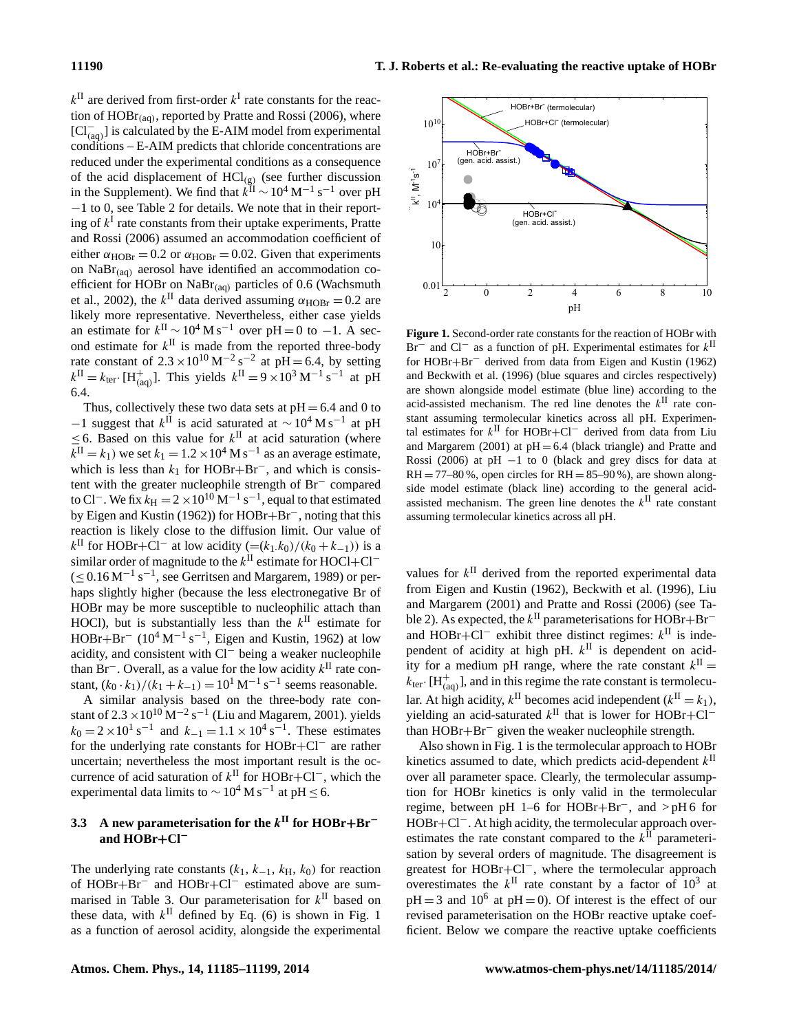$k^{II}$ are derived from first-order $k^{I}$ rate constants for the reaction of $HOBr_{(aq)}$, reported by Pratte and Rossi (2006), where $[Cl^{-}_{(aq)}]$ is calculated by the E-AIM model from experimental conditions – E-AIM predicts that chloride concentrations are reduced under the experimental conditions as a consequence of the acid displacement of $HCl_{(g)}$ (see further discussion in the Supplement). We find that $k^{II} \sim 10^{4}\,M^{-1}\,s^{-1}$ over pH $-1$ to 0, see Table 2 for details. We note that in their reporting of $k^{I}$ rate constants from their uptake experiments, Pratte and Rossi (2006) assumed an accommodation coefficient of either $\alpha_{HOBr} = 0.2$ or $\alpha_{HOBr} = 0.02$. Given that experiments on $NaBr_{(aq)}$ aerosol have identified an accommodation coefficient for HOBr on $NaBr_{(aq)}$ particles of 0.6 (Wachsmuth et al., 2002), the $k^{II}$ data derived assuming $\alpha_{HOBr} = 0.2$ are likely more representative. Nevertheless, either case yields an estimate for $k^{II} \sim 10^{4}\,M\,s^{-1}$ over pH $= 0$ to $-1$. A second estimate for $k^{II}$ is made from the reported three-body rate constant of $2.3\times10^{10}\,M^{-2}\,s^{-2}$ at pH $= 6.4$, by setting $k^{II} = k_{ter} \cdot [H^{+}_{(aq)}]$. This yields $k^{II} = 9\times10^{3}\,M^{-1}\,s^{-1}$ at pH 6.4.

Thus, collectively these two data sets at pH $= 6.4$ and 0 to $-1$ suggest that $k^{II}$ is acid saturated at $\sim 10^{4}\,M\,s^{-1}$ at pH $\leq 6$. Based on this value for $k^{II}$ at acid saturation (where $k^{II} = k_1$) we set $k_1 = 1.2\times10^{4}\,M\,s^{-1}$ as an average estimate, which is less than $k_1$ for HOBr+$Br^{-}$, and which is consistent with the greater nucleophile strength of $Br^{-}$ compared to $Cl^{-}$. We fix $k_H = 2\times10^{10}\,M^{-1}\,s^{-1}$, equal to that estimated by Eigen and Kustin (1962)) for HOBr+$Br^{-}$, noting that this reaction is likely close to the diffusion limit. Our value of $k^{II}$ for HOBr+$Cl^{-}$ at low acidity ($=(k_1 . k_0)/(k_0 + k_{-1})$) is a similar order of magnitude to the $k^{II}$ estimate for HOCl+$Cl^{-}$ ($\leq 0.16\,M^{-1}\,s^{-1}$, see Gerritsen and Margarem, 1989) or perhaps slightly higher (because the less electronegative Br of HOBr may be more susceptible to nucleophilic attach than HOCl), but is substantially less than the $k^{II}$ estimate for HOBr+$Br^{-}$ ($10^{4}\,M^{-1}\,s^{-1}$, Eigen and Kustin, 1962) at low acidity, and consistent with $Cl^{-}$ being a weaker nucleophile than $Br^{-}$. Overall, as a value for the low acidity $k^{II}$ rate constant, $(k_0 \cdot k_1)/(k_1 + k_{-1}) = 10^{1}\,M^{-1}\,s^{-1}$ seems reasonable.

A similar analysis based on the three-body rate constant of $2.3\times10^{10}\,M^{-2}\,s^{-1}$ (Liu and Magarem, 2001). yields $k_0 = 2\times10^{1}\,s^{-1}$ and $k_{-1} = 1.1\times10^{4}\,s^{-1}$. These estimates for the underlying rate constants for HOBr+$Cl^{-}$ are rather uncertain; nevertheless the most important result is the occurrence of acid saturation of $k^{II}$ for HOBr+$Cl^{-}$, which the experimental data limits to $\sim 10^{4}\,M\,s^{-1}$ at pH $\leq 6$.

### 3.3 A new parameterisation for the $k^{II}$ for HOBr+$Br^{-}$ and HOBr+$Cl^{-}$

The underlying rate constants ($k_1$, $k_{-1}$, $k_H$, $k_0$) for reaction of HOBr+$Br^{-}$ and HOBr+$Cl^{-}$ estimated above are summarised in Table 3. Our parameterisation for $k^{II}$ based on these data, with $k^{II}$ defined by Eq. (6) is shown in Fig. 1 as a function of aerosol acidity, alongside the experimental values for $k^{II}$ derived from the reported experimental data from Eigen and Kustin (1962), Beckwith et al. (1996), Liu and Margarem (2001) and Pratte and Rossi (2006) (see Table 2). As expected, the $k^{II}$ parameterisations for HOBr+$Br^{-}$ and HOBr+$Cl^{-}$ exhibit three distinct regimes: $k^{II}$ is independent of acidity at high pH. $k^{II}$ is dependent on acidity for a medium pH range, where the rate constant $k^{II} = k_{ter} \cdot [H^{+}_{(aq)}]$, and in this regime the rate constant is termolecular. At high acidity, $k^{II}$ becomes acid independent ($k^{II} = k_1$), yielding an acid-saturated $k^{II}$ that is lower for HOBr+$Cl^{-}$ than HOBr+$Br^{-}$ given the weaker nucleophile strength.

Also shown in Fig. 1 is the termolecular approach to HOBr kinetics assumed to date, which predicts acid-dependent $k^{II}$ over all parameter space. Clearly, the termolecular assumption for HOBr kinetics is only valid in the termolecular regime, between pH 1–6 for HOBr+$Br^{-}$, and $>$pH 6 for HOBr+$Cl^{-}$. At high acidity, the termolecular approach overestimates the rate constant compared to the $k^{II}$ parameterisation by several orders of magnitude. The disagreement is greatest for HOBr+$Cl^{-}$, where the termolecular approach overestimates the $k^{II}$ rate constant by a factor of $10^{3}$ at pH $= 3$ and $10^{6}$ at pH $= 0$). Of interest is the effect of our revised parameterisation on the HOBr reactive uptake coefficient. Below we compare the reactive uptake coefficients

**Figure 1.** Second-order rate constants for the reaction of HOBr with $Br^{-}$ and $Cl^{-}$ as a function of pH. Experimental estimates for $k^{II}$ for HOBr+$Br^{-}$ derived from data from Eigen and Kustin (1962) and Beckwith et al. (1996) (blue squares and circles respectively) are shown alongside model estimate (blue line) according to the acid-assisted mechanism. The red line denotes the $k^{II}$ rate constant assuming termolecular kinetics across all pH. Experimental estimates for $k^{II}$ for HOBr+$Cl^{-}$ derived from data from Liu and Margarem (2001) at pH $= 6.4$ (black triangle) and Pratte and Rossi (2006) at pH $-1$ to 0 (black and grey discs for data at RH $= 77$–$80$ %, open circles for RH $= 85$–$90$ %), are shown alongside model estimate (black line) according to the general acid-assisted mechanism. The green line denotes the $k^{II}$ rate constant assuming termolecular kinetics across all pH.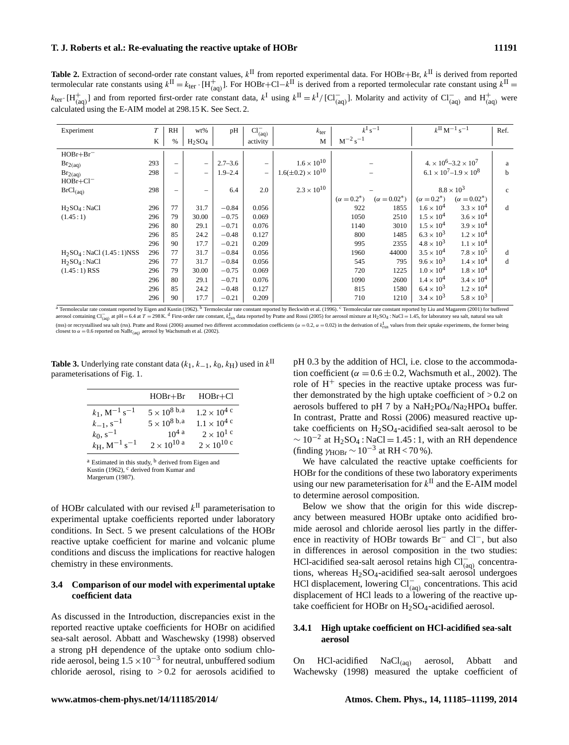**Table 2.** Extraction of second-order rate constant values, $k^{\mathrm{II}}$ from reported experimental data. For HOBr+Br, $k^{\mathrm{II}}$ is derived from reported termolecular rate constants using $k^{\mathrm{II}} = k_{\mathrm{ter}} \cdot [\mathrm{H}^+_{(aq)}]$. For HOBr+Cl−$k^{\mathrm{II}}$ is derived from a reported termolecular rate constant using $k^{\mathrm{II}} = k_{\mathrm{ter}} \cdot [\mathrm{H}^+_{(aq)}]$ and from reported first-order rate constant data, $k^{\mathrm{I}}$ using $k^{\mathrm{II}} = k^{\mathrm{I}}/[\mathrm{Cl}^-_{(aq)}]$. Molarity and activity of $\mathrm{Cl}^-_{(aq)}$ and $\mathrm{H}^+_{(aq)}$ were calculated using the E-AIM model at 298.15 K. See Sect. 2.

| Experiment | $T$ K | RH % | wt% $H_2SO_4$ | pH | $Cl^-_{(aq)}$ activity | $k_{ter}$ $M^{-2}\,s^{-1}$ | $k^{I}\,s^{-1}$ | | $k^{II}\,M^{-1}\,s^{-1}$ | | Ref. |
|---|---|---|---|---|---|---|---|---|---|---|---|
| $HOBr+Br^-$ | | | | | | | | | | | |
| $Br_{2(aq)}$ | 293 | – | – | 2.7–3.6 | – | $1.6\times10^{10}$ | – | | $4.\times10^6$–$3.2\times10^7$ | | a |
| $Br_{2(aq)}$ | 298 | – | – | 1.9–2.4 | – | $1.6(\pm0.2)\times10^{10}$ | – | | $6.1\times10^7$–$1.9\times10^8$ | | b |
| $HOBr+Cl^-$ | | | | | | | | | | | |
| $BrCl_{(aq)}$ | 298 | – | – | 6.4 | 2.0 | $2.3\times10^{10}$ | – | | $8.8\times10^3$ | | c |
| | | | | | | | $(\alpha=0.2^*)$ | $(\alpha=0.02^*)$ | $(\alpha=0.2^*)$ | $(\alpha=0.02^*)$ | |
| $H_2SO_4:NaCl$ | 296 | 77 | 31.7 | −0.84 | 0.056 | | 922 | 1855 | $1.6\times10^4$ | $3.3\times10^4$ | d |
| (1.45 : 1) | 296 | 79 | 30.00 | −0.75 | 0.069 | | 1050 | 2510 | $1.5\times10^4$ | $3.6\times10^4$ | |
| | 296 | 80 | 29.1 | −0.71 | 0.076 | | 1140 | 3010 | $1.5\times10^4$ | $3.9\times10^4$ | |
| | 296 | 85 | 24.2 | −0.48 | 0.127 | | 800 | 1485 | $6.3\times10^3$ | $1.2\times10^4$ | |
| | 296 | 90 | 17.7 | −0.21 | 0.209 | | 995 | 2355 | $4.8\times10^3$ | $1.1\times10^4$ | |
| $H_2SO_4:NaCl$ (1.45 : 1)NSS | 296 | 77 | 31.7 | −0.84 | 0.056 | | 1960 | 44000 | $3.5\times10^4$ | $7.8\times10^5$ | d |
| $H_2SO_4:NaCl$ | 296 | 77 | 31.7 | −0.84 | 0.056 | | 545 | 795 | $9.6\times10^3$ | $1.4\times10^4$ | d |
| (1.45 : 1) RSS | 296 | 79 | 30.00 | −0.75 | 0.069 | | 720 | 1225 | $1.0\times10^4$ | $1.8\times10^4$ | |
| | 296 | 80 | 29.1 | −0.71 | 0.076 | | 1090 | 2600 | $1.4\times10^4$ | $3.4\times10^4$ | |
| | 296 | 85 | 24.2 | −0.48 | 0.127 | | 815 | 1580 | $6.4\times10^3$ | $1.2\times10^4$ | |
| | 296 | 90 | 17.7 | −0.21 | 0.209 | | 710 | 1210 | $3.4\times10^3$ | $5.8\times10^3$ | |

[a] Termolecular rate constant reported by Eigen and Kustin (1962). [b] Termolecular rate constant reported by Beckwith et al. (1996). [c] Termolecular rate constant reported by Liu and Magarem (2001) for buffered aerosol containing $Cl^-_{(aq)}$ at pH = 6.4 at $T$ = 298 K. [d] First-order rate constant, $k^{I}_{rxn}$ data reported by Pratte and Rossi (2005) for aerosol mixture at $H_2SO_4$ : NaCl = 1.45, for laboratory sea salt, natural sea salt (nss) or recrystallised sea salt (rss). Pratte and Rossi (2006) assumed two different accommodation coefficients ($\alpha = 0.2$, $\alpha = 0.02$) in the derivation of $k^{I}_{rxn}$ values from their uptake experiments, the former being closest to $\alpha = 0.6$ reported on $NaBr_{(aq)}$ aerosol by Wachsmuth et al. (2002).

**Table 3.** Underlying rate constant data ($k_1$, $k_{-1}$, $k_0$, $k_H$) used in $k^{\mathrm{II}}$ parameterisations of Fig. 1.

| | HOBr+Br | HOBr+Cl |
|---|---|---|
| $k_1$, $M^{-1}\,s^{-1}$ | $5\times10^8$ [b,a] | $1.2\times10^4$ [c] |
| $k_{-1}$, $s^{-1}$ | $5\times10^8$ [b,a] | $1.1\times10^4$ [c] |
| $k_0$, $s^{-1}$ | $10^4$ [a] | $2\times10^1$ [c] |
| $k_H$, $M^{-1}\,s^{-1}$ | $2\times10^{10}$ [a] | $2\times10^{10}$ [c] |

[a] Estimated in this study, [b] derived from Eigen and Kustin (1962), [c] derived from Kumar and Margerum (1987).

of HOBr calculated with our revised $k^{\mathrm{II}}$ parameterisation to experimental uptake coefficients reported under laboratory conditions. In Sect. 5 we present calculations of the HOBr reactive uptake coefficient for marine and volcanic plume conditions and discuss the implications for reactive halogen chemistry in these environments.

### 3.4 Comparison of our model with experimental uptake coefficient data

As discussed in the Introduction, discrepancies exist in the reported reactive uptake coefficients for HOBr on acidified sea-salt aerosol. Abbatt and Waschewsky (1998) observed a strong pH dependence of the uptake onto sodium chloride aerosol, being $1.5\times10^{-3}$ for neutral, unbuffered sodium chloride aerosol, rising to $>0.2$ for aerosols acidified to pH 0.3 by the addition of HCl, i.e. close to the accommodation coefficient ($\alpha = 0.6 \pm 0.2$, Wachsmuth et al., 2002). The role of $H^+$ species in the reactive uptake process was further demonstrated by the high uptake coefficient of $>0.2$ on aerosols buffered to pH 7 by a $NaH_2PO_4/Na_2HPO_4$ buffer. In contrast, Pratte and Rossi (2006) measured reactive uptake coefficients on $H_2SO_4$-acidified sea-salt aerosol to be $\sim10^{-2}$ at $H_2SO_4$ : NaCl = 1.45 : 1, with an RH dependence (finding $\gamma_{HOBr} \sim 10^{-3}$ at RH < 70 %).

We have calculated the reactive uptake coefficients for HOBr for the conditions of these two laboratory experiments using our new parameterisation for $k^{\mathrm{II}}$ and the E-AIM model to determine aerosol composition.

Below we show that the origin for this wide discrepancy between measured HOBr uptake onto acidified bromide aerosol and chloride aerosol lies partly in the difference in reactivity of HOBr towards $Br^-$ and $Cl^-$, but also in differences in aerosol composition in the two studies: HCl-acidified sea-salt aerosol retains high $Cl^-_{(aq)}$ concentrations, whereas $H_2SO_4$-acidified sea-salt aerosol undergoes HCl displacement, lowering $Cl^-_{(aq)}$ concentrations. This acid displacement of HCl leads to a lowering of the reactive uptake coefficient for HOBr on $H_2SO_4$-acidified aerosol.

#### 3.4.1 High uptake coefficient on HCl-acidified sea-salt aerosol

On HCl-acidified $NaCl_{(aq)}$ aerosol, Abbatt and Wachewsky (1998) measured the uptake coefficient of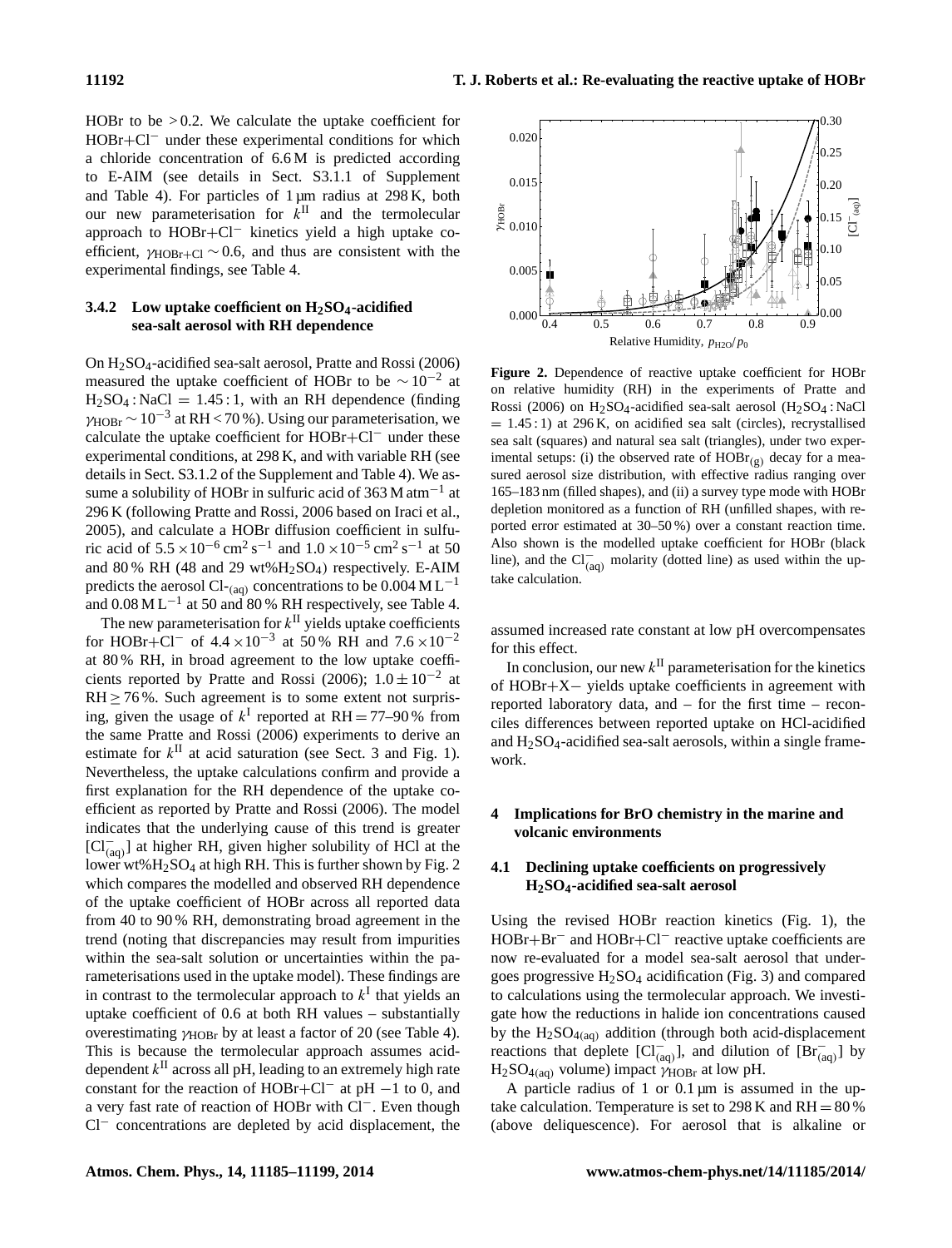HOBr to be >0.2. We calculate the uptake coefficient for $HOBr+Cl^-$ under these experimental conditions for which a chloride concentration of 6.6 M is predicted according to E-AIM (see details in Sect. S3.1.1 of Supplement and Table 4). For particles of 1 µm radius at 298 K, both our new parameterisation for $k^{II}$ and the termolecular approach to $HOBr+Cl^-$ kinetics yield a high uptake coefficient, $\gamma_{HOBr+Cl} \sim 0.6$, and thus are consistent with the experimental findings, see Table 4.

### 3.4.2 Low uptake coefficient on $H_2SO_4$-acidified sea-salt aerosol with RH dependence

On $H_2SO_4$-acidified sea-salt aerosol, Pratte and Rossi (2006) measured the uptake coefficient of HOBr to be $\sim 10^{-2}$ at $H_2SO_4 : NaCl = 1.45 : 1$, with an RH dependence (finding $\gamma_{HOBr} \sim 10^{-3}$ at RH < 70 %). Using our parameterisation, we calculate the uptake coefficient for $HOBr+Cl^-$ under these experimental conditions, at 298 K, and with variable RH (see details in Sect. S3.1.2 of the Supplement and Table 4). We assume a solubility of HOBr in sulfuric acid of 363 M atm$^{-1}$ at 296 K (following Pratte and Rossi, 2006 based on Iraci et al., 2005), and calculate a HOBr diffusion coefficient in sulfuric acid of $5.5 \times 10^{-6}$ cm$^2$ s$^{-1}$ and $1.0 \times 10^{-5}$ cm$^2$ s$^{-1}$ at 50 and 80 % RH (48 and 29 wt%$H_2SO_4$) respectively. E-AIM predicts the aerosol $Cl^-_{(aq)}$ concentrations to be 0.004 M L$^{-1}$ and 0.08 M L$^{-1}$ at 50 and 80 % RH respectively, see Table 4.

The new parameterisation for $k^{II}$ yields uptake coefficients for $HOBr+Cl^-$ of $4.4 \times 10^{-3}$ at 50 % RH and $7.6 \times 10^{-2}$ at 80 % RH, in broad agreement to the low uptake coefficients reported by Pratte and Rossi (2006); $1.0 \pm 10^{-2}$ at RH ≥ 76 %. Such agreement is to some extent not surprising, given the usage of $k^{I}$ reported at RH = 77–90 % from the same Pratte and Rossi (2006) experiments to derive an estimate for $k^{II}$ at acid saturation (see Sect. 3 and Fig. 1). Nevertheless, the uptake calculations confirm and provide a first explanation for the RH dependence of the uptake coefficient as reported by Pratte and Rossi (2006). The model indicates that the underlying cause of this trend is greater $[Cl^-_{(aq)}]$ at higher RH, given higher solubility of HCl at the lower wt%$H_2SO_4$ at high RH. This is further shown by Fig. 2 which compares the modelled and observed RH dependence of the uptake coefficient of HOBr across all reported data from 40 to 90 % RH, demonstrating broad agreement in the trend (noting that discrepancies may result from impurities within the sea-salt solution or uncertainties within the parameterisations used in the uptake model). These findings are in contrast to the termolecular approach to $k^{I}$ that yields an uptake coefficient of 0.6 at both RH values – substantially overestimating $\gamma_{HOBr}$ by at least a factor of 20 (see Table 4). This is because the termolecular approach assumes acid-dependent $k^{II}$ across all pH, leading to an extremely high rate constant for the reaction of $HOBr+Cl^-$ at pH −1 to 0, and a very fast rate of reaction of HOBr with $Cl^-$. Even though $Cl^-$ concentrations are depleted by acid displacement, the assumed increased rate constant at low pH overcompensates for this effect.

**Figure 2.** Dependence of reactive uptake coefficient for HOBr on relative humidity (RH) in the experiments of Pratte and Rossi (2006) on $H_2SO_4$-acidified sea-salt aerosol ($H_2SO_4 : NaCl = 1.45 : 1$) at 296 K, on acidified sea salt (circles), recrystallised sea salt (squares) and natural sea salt (triangles), under two experimental setups: (i) the observed rate of $HOBr_{(g)}$ decay for a measured aerosol size distribution, with effective radius ranging over 165–183 nm (filled shapes), and (ii) a survey type mode with HOBr depletion monitored as a function of RH (unfilled shapes, with reported error estimated at 30–50 %) over a constant reaction time. Also shown is the modelled uptake coefficient for HOBr (black line), and the $Cl^-_{(aq)}$ molarity (dotted line) as used within the uptake calculation.

In conclusion, our new $k^{II}$ parameterisation for the kinetics of $HOBr+X-$ yields uptake coefficients in agreement with reported laboratory data, and – for the first time – reconciles differences between reported uptake on HCl-acidified and $H_2SO_4$-acidified sea-salt aerosols, within a single framework.

## 4 Implications for BrO chemistry in the marine and volcanic environments

### 4.1 Declining uptake coefficients on progressively $H_2SO_4$-acidified sea-salt aerosol

Using the revised HOBr reaction kinetics (Fig. 1), the $HOBr+Br^-$ and $HOBr+Cl^-$ reactive uptake coefficients are now re-evaluated for a model sea-salt aerosol that undergoes progressive $H_2SO_4$ acidification (Fig. 3) and compared to calculations using the termolecular approach. We investigate how the reductions in halide ion concentrations caused by the $H_2SO_{4(aq)}$ addition (through both acid-displacement reactions that deplete $[Cl^-_{(aq)}]$, and dilution of $[Br^-_{(aq)}]$ by $H_2SO_{4(aq)}$ volume) impact $\gamma_{HOBr}$ at low pH.

A particle radius of 1 or 0.1 µm is assumed in the uptake calculation. Temperature is set to 298 K and RH = 80 % (above deliquescence). For aerosol that is alkaline or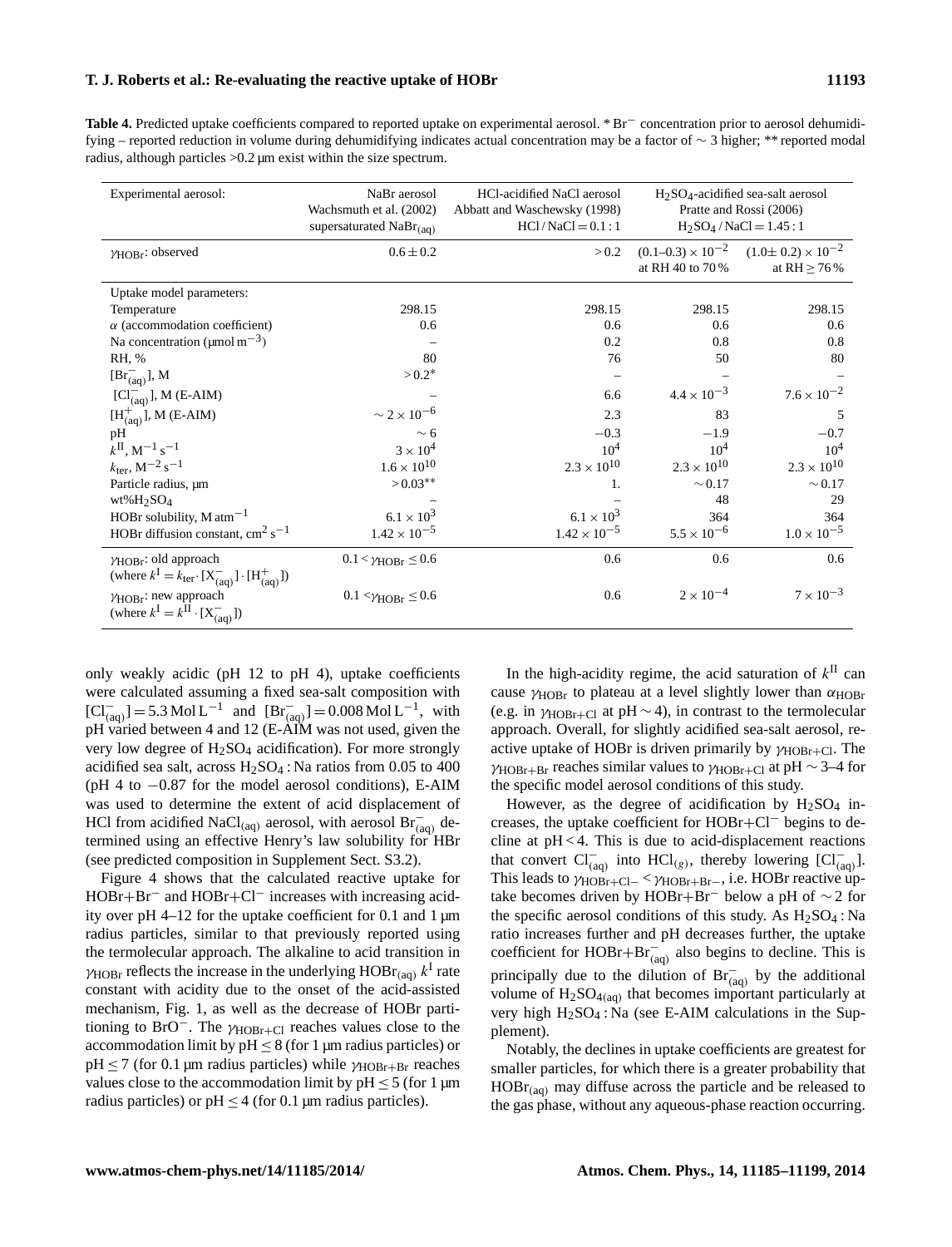**Table 4.** Predicted uptake coefficients compared to reported uptake on experimental aerosol. * $Br^-$ concentration prior to aerosol dehumidifying – reported reduction in volume during dehumidifying indicates actual concentration may be a factor of ~ 3 higher; ** reported modal radius, although particles >0.2 µm exist within the size spectrum.

| Experimental aerosol: | NaBr aerosol Wachsmuth et al. (2002) supersaturated $NaBr_{(aq)}$ | HCl-acidified NaCl aerosol Abbatt and Waschewsky (1998) HCl / NaCl = 0.1 : 1 | $H_2SO_4$-acidified sea-salt aerosol Pratte and Rossi (2006) $H_2SO_4$ / NaCl = 1.45 : 1 | |
|---|---|---|---|---|
| $\gamma_{HOBr}$: observed | $0.6 \pm 0.2$ | > 0.2 | $(0.1–0.3) \times 10^{-2}$ at RH 40 to 70 % | $(1.0 \pm 0.2) \times 10^{-2}$ at RH ≥ 76 % |
| Uptake model parameters: | | | | |
| Temperature | 298.15 | 298.15 | 298.15 | 298.15 |
| $\alpha$ (accommodation coefficient) | 0.6 | 0.6 | 0.6 | 0.6 |
| Na concentration (µmol $m^{-3}$) | – | 0.2 | 0.8 | 0.8 |
| RH, % | 80 | 76 | 50 | 80 |
| $[Br^-_{(aq)}]$, M | > 0.2* | – | – | – |
| $[Cl^-_{(aq)}]$, M (E-AIM) | – | 6.6 | $4.4 \times 10^{-3}$ | $7.6 \times 10^{-2}$ |
| $[H^+_{(aq)}]$, M (E-AIM) | $\sim 2 \times 10^{-6}$ | 2.3 | 83 | 5 |
| pH | ~ 6 | −0.3 | −1.9 | −0.7 |
| $k^{II}$, $M^{-1}\,s^{-1}$ | $3 \times 10^4$ | $10^4$ | $10^4$ | $10^4$ |
| $k_{ter}$, $M^{-2}\,s^{-1}$ | $1.6 \times 10^{10}$ | $2.3 \times 10^{10}$ | $2.3 \times 10^{10}$ | $2.3 \times 10^{10}$ |
| Particle radius, µm | > 0.03** | 1. | ~ 0.17 | ~ 0.17 |
| wt% $H_2SO_4$ | – | – | 48 | 29 |
| HOBr solubility, M $atm^{-1}$ | $6.1 \times 10^3$ | $6.1 \times 10^3$ | 364 | 364 |
| HOBr diffusion constant, $cm^2\,s^{-1}$ | $1.42 \times 10^{-5}$ | $1.42 \times 10^{-5}$ | $5.5 \times 10^{-6}$ | $1.0 \times 10^{-5}$ |
| $\gamma_{HOBr}$: old approach (where $k^I = k_{ter} \cdot [X^-_{(aq)}] \cdot [H^+_{(aq)}]$) | $0.1 < \gamma_{HOBr} \le 0.6$ | 0.6 | 0.6 | 0.6 |
| $\gamma_{HOBr}$: new approach (where $k^I = k^{II} \cdot [X^-_{(aq)}]$) | $0.1 < \gamma_{HOBr} \le 0.6$ | 0.6 | $2 \times 10^{-4}$ | $7 \times 10^{-3}$ |

only weakly acidic (pH 12 to pH 4), uptake coefficients were calculated assuming a fixed sea-salt composition with $[Cl^-_{(aq)}] = 5.3\,Mol\,L^{-1}$ and $[Br^-_{(aq)}] = 0.008\,Mol\,L^{-1}$, with pH varied between 4 and 12 (E-AIM was not used, given the very low degree of $H_2SO_4$ acidification). For more strongly acidified sea salt, across $H_2SO_4$ : Na ratios from 0.05 to 400 (pH 4 to −0.87 for the model aerosol conditions), E-AIM was used to determine the extent of acid displacement of HCl from acidified $NaCl_{(aq)}$ aerosol, with aerosol $Br^-_{(aq)}$ determined using an effective Henry's law solubility for HBr (see predicted composition in Supplement Sect. S3.2).

Figure 4 shows that the calculated reactive uptake for HOBr+$Br^-$ and HOBr+$Cl^-$ increases with increasing acidity over pH 4–12 for the uptake coefficient for 0.1 and 1 µm radius particles, similar to that previously reported using the termolecular approach. The alkaline to acid transition in $\gamma_{HOBr}$ reflects the increase in the underlying $HOBr_{(aq)}$ $k^I$ rate constant with acidity due to the onset of the acid-assisted mechanism, Fig. 1, as well as the decrease of HOBr partitioning to $BrO^-$. The $\gamma_{HOBr+Cl}$ reaches values close to the accommodation limit by pH ≤ 8 (for 1 µm radius particles) or pH ≤ 7 (for 0.1 µm radius particles) while $\gamma_{HOBr+Br}$ reaches values close to the accommodation limit by pH ≤ 5 (for 1 µm radius particles) or pH ≤ 4 (for 0.1 µm radius particles).

In the high-acidity regime, the acid saturation of $k^{II}$ can cause $\gamma_{HOBr}$ to plateau at a level slightly lower than $\alpha_{HOBr}$ (e.g. in $\gamma_{HOBr+Cl}$ at pH ~ 4), in contrast to the termolecular approach. Overall, for slightly acidified sea-salt aerosol, reactive uptake of HOBr is driven primarily by $\gamma_{HOBr+Cl}$. The $\gamma_{HOBr+Br}$ reaches similar values to $\gamma_{HOBr+Cl}$ at pH ~ 3–4 for the specific model aerosol conditions of this study.

However, as the degree of acidification by $H_2SO_4$ increases, the uptake coefficient for HOBr+$Cl^-$ begins to decline at pH < 4. This is due to acid-displacement reactions that convert $Cl^-_{(aq)}$ into $HCl_{(g)}$, thereby lowering $[Cl^-_{(aq)}]$. This leads to $\gamma_{HOBr+Cl-} < \gamma_{HOBr+Br-}$, i.e. HOBr reactive uptake becomes driven by HOBr+$Br^-$ below a pH of ~ 2 for the specific aerosol conditions of this study. As $H_2SO_4$ : Na ratio increases further and pH decreases further, the uptake coefficient for HOBr+$Br^-_{(aq)}$ also begins to decline. This is principally due to the dilution of $Br^-_{(aq)}$ by the additional volume of $H_2SO_{4(aq)}$ that becomes important particularly at very high $H_2SO_4$ : Na (see E-AIM calculations in the Supplement).

Notably, the declines in uptake coefficients are greatest for smaller particles, for which there is a greater probability that $HOBr_{(aq)}$ may diffuse across the particle and be released to the gas phase, without any aqueous-phase reaction occurring.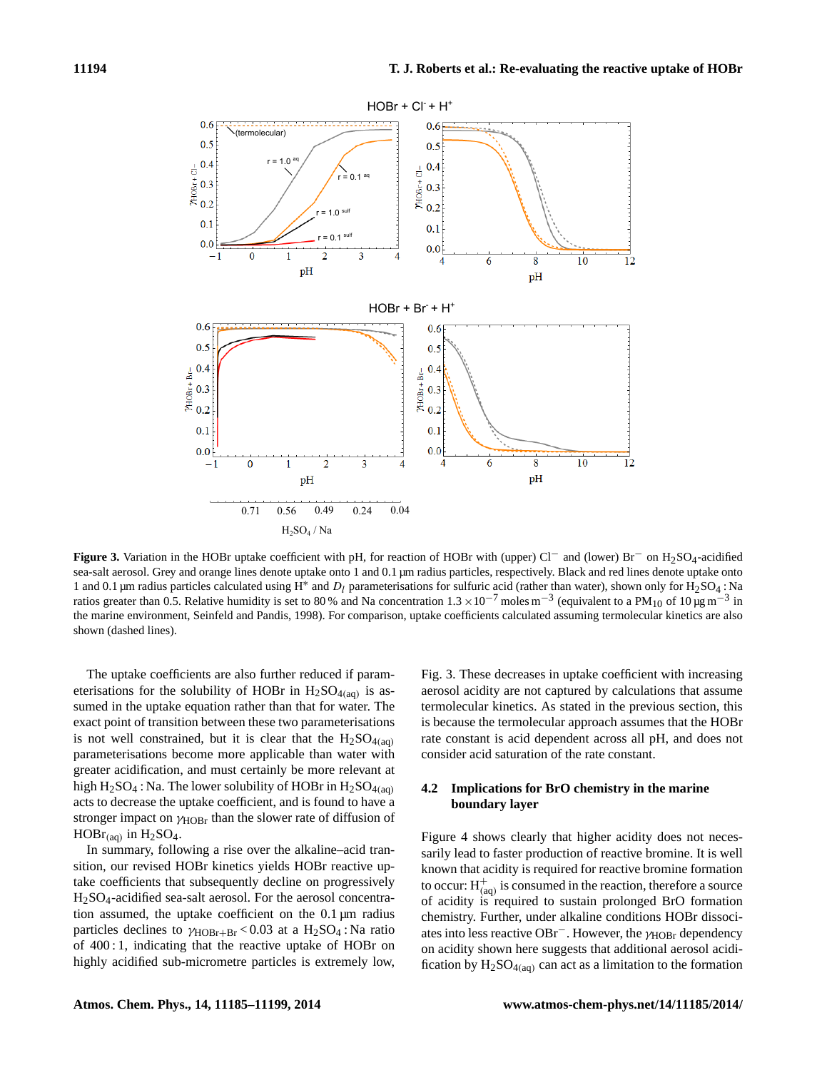**Figure 3.** Variation in the HOBr uptake coefficient with pH, for reaction of HOBr with (upper) $Cl^-$ and (lower) $Br^-$ on $H_2SO_4$-acidified sea-salt aerosol. Grey and orange lines denote uptake onto 1 and 0.1 µm radius particles, respectively. Black and red lines denote uptake onto 1 and 0.1 µm radius particles calculated using $H^*$ and $D_l$ parameterisations for sulfuric acid (rather than water), shown only for $H_2SO_4$ : Na ratios greater than 0.5. Relative humidity is set to 80 % and Na concentration $1.3 \times 10^{-7}$ moles $m^{-3}$ (equivalent to a $PM_{10}$ of 10 µg $m^{-3}$ in the marine environment, Seinfeld and Pandis, 1998). For comparison, uptake coefficients calculated assuming termolecular kinetics are also shown (dashed lines).

The uptake coefficients are also further reduced if parameterisations for the solubility of HOBr in $H_2SO_{4(aq)}$ is assumed in the uptake equation rather than that for water. The exact point of transition between these two parameterisations is not well constrained, but it is clear that the $H_2SO_{4(aq)}$ parameterisations become more applicable than water with greater acidification, and must certainly be more relevant at high $H_2SO_4$ : Na. The lower solubility of HOBr in $H_2SO_{4(aq)}$ acts to decrease the uptake coefficient, and is found to have a stronger impact on $\gamma_{HOBr}$ than the slower rate of diffusion of $HOBr_{(aq)}$ in $H_2SO_4$.

In summary, following a rise over the alkaline–acid transition, our revised HOBr kinetics yields HOBr reactive uptake coefficients that subsequently decline on progressively $H_2SO_4$-acidified sea-salt aerosol. For the aerosol concentration assumed, the uptake coefficient on the 0.1 µm radius particles declines to $\gamma_{HOBr+Br} < 0.03$ at a $H_2SO_4$ : Na ratio of 400 : 1, indicating that the reactive uptake of HOBr on highly acidified sub-micrometre particles is extremely low, Fig. 3. These decreases in uptake coefficient with increasing aerosol acidity are not captured by calculations that assume termolecular kinetics. As stated in the previous section, this is because the termolecular approach assumes that the HOBr rate constant is acid dependent across all pH, and does not consider acid saturation of the rate constant.

### 4.2 Implications for BrO chemistry in the marine boundary layer

Figure 4 shows clearly that higher acidity does not necessarily lead to faster production of reactive bromine. It is well known that acidity is required for reactive bromine formation to occur: $H^+_{(aq)}$ is consumed in the reaction, therefore a source of acidity is required to sustain prolonged BrO formation chemistry. Further, under alkaline conditions HOBr dissociates into less reactive $OBr^-$. However, the $\gamma_{HOBr}$ dependency on acidity shown here suggests that additional aerosol acidification by $H_2SO_{4(aq)}$ can act as a limitation to the formation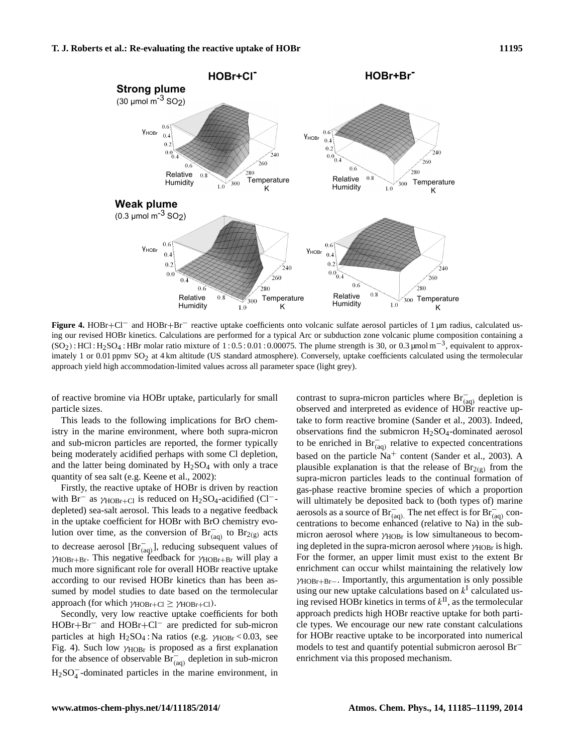**Figure 4.** HOBr+$Cl^-$ and HOBr+$Br^-$ reactive uptake coefficients onto volcanic sulfate aerosol particles of 1 µm radius, calculated using our revised HOBr kinetics. Calculations are performed for a typical Arc or subduction zone volcanic plume composition containing a $(SO_2)$ : HCl : $H_2SO_4$ : HBr molar ratio mixture of 1 : 0.5 : 0.01 : 0.00075. The plume strength is 30, or 0.3 µmol $m^{-3}$, equivalent to approximately 1 or 0.01 ppmv $SO_2$ at 4 km altitude (US standard atmosphere). Conversely, uptake coefficients calculated using the termolecular approach yield high accommodation-limited values across all parameter space (light grey).

of reactive bromine via HOBr uptake, particularly for small particle sizes.

This leads to the following implications for BrO chemistry in the marine environment, where both supra-micron and sub-micron particles are reported, the former typically being moderately acidified perhaps with some Cl depletion, and the latter being dominated by $H_2SO_4$ with only a trace quantity of sea salt (e.g. Keene et al., 2002):

Firstly, the reactive uptake of HOBr is driven by reaction with $Br^-$ as $\gamma_{HOBr+Cl}$ is reduced on $H_2SO_4$-acidified ($Cl^-$-depleted) sea-salt aerosol. This leads to a negative feedback in the uptake coefficient for HOBr with BrO chemistry evolution over time, as the conversion of $Br^-_{(aq)}$ to $Br_{2(g)}$ acts to decrease aerosol $[Br^-_{(aq)}]$, reducing subsequent values of $\gamma_{HOBr+Br}$. This negative feedback for $\gamma_{HOBr+Br}$ will play a much more significant role for overall HOBr reactive uptake according to our revised HOBr kinetics than has been assumed by model studies to date based on the termolecular approach (for which $\gamma_{HOBr+Cl} \geq \gamma_{HOBr+Cl}$).

Secondly, very low reactive uptake coefficients for both HOBr+$Br^-$ and HOBr+$Cl^-$ are predicted for sub-micron particles at high $H_2SO_4$ : Na ratios (e.g. $\gamma_{HOBr} < 0.03$, see Fig. 4). Such low $\gamma_{HOBr}$ is proposed as a first explanation for the absence of observable $Br^-_{(aq)}$ depletion in sub-micron $H_2SO_4^-$-dominated particles in the marine environment, in contrast to supra-micron particles where $Br^-_{(aq)}$ depletion is observed and interpreted as evidence of HOBr reactive uptake to form reactive bromine (Sander et al., 2003). Indeed, observations find the submicron $H_2SO_4$-dominated aerosol to be enriched in $Br^-_{(aq)}$ relative to expected concentrations based on the particle $Na^+$ content (Sander et al., 2003). A plausible explanation is that the release of $Br_{2(g)}$ from the supra-micron particles leads to the continual formation of gas-phase reactive bromine species of which a proportion will ultimately be deposited back to (both types of) marine aerosols as a source of $Br^-_{(aq)}$. The net effect is for $Br^-_{(aq)}$ concentrations to become enhanced (relative to Na) in the submicron aerosol where $\gamma_{HOBr}$ is low simultaneous to becoming depleted in the supra-micron aerosol where $\gamma_{HOBr}$ is high. For the former, an upper limit must exist to the extent Br enrichment can occur whilst maintaining the relatively low $\gamma_{HOBr+Br-}$. Importantly, this argumentation is only possible using our new uptake calculations based on $k^{I}$ calculated using revised HOBr kinetics in terms of $k^{II}$, as the termolecular approach predicts high HOBr reactive uptake for both particle types. We encourage our new rate constant calculations for HOBr reactive uptake to be incorporated into numerical models to test and quantify potential submicron aerosol $Br^-$ enrichment via this proposed mechanism.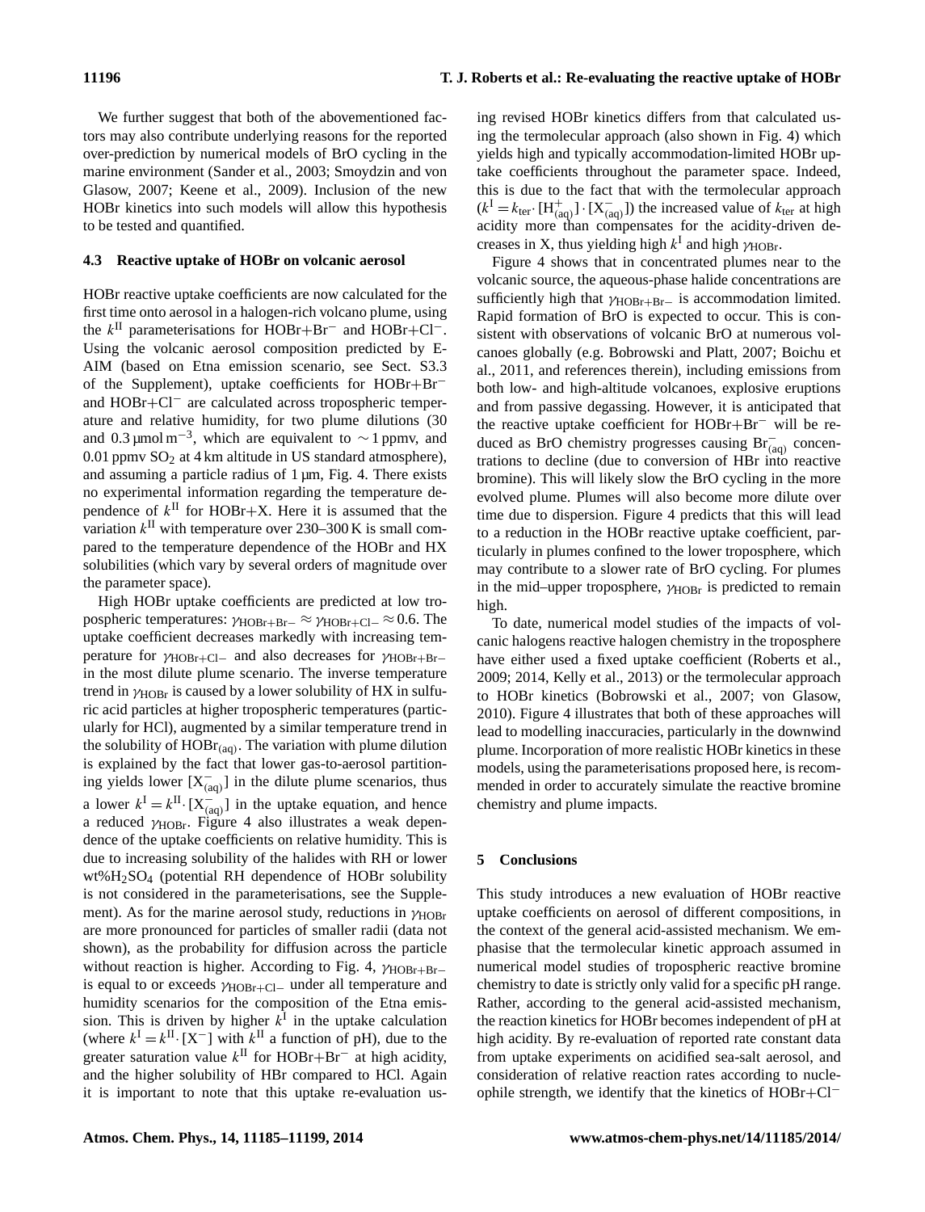We further suggest that both of the abovementioned factors may also contribute underlying reasons for the reported over-prediction by numerical models of BrO cycling in the marine environment (Sander et al., 2003; Smoydzin and von Glasow, 2007; Keene et al., 2009). Inclusion of the new HOBr kinetics into such models will allow this hypothesis to be tested and quantified.

### 4.3 Reactive uptake of HOBr on volcanic aerosol

HOBr reactive uptake coefficients are now calculated for the first time onto aerosol in a halogen-rich volcano plume, using the $k^{II}$ parameterisations for HOBr+$Br^-$ and HOBr+$Cl^-$. Using the volcanic aerosol composition predicted by E-AIM (based on Etna emission scenario, see Sect. S3.3 of the Supplement), uptake coefficients for HOBr+$Br^-$ and HOBr+$Cl^-$ are calculated across tropospheric temperature and relative humidity, for two plume dilutions (30 and 0.3 µmol m$^{-3}$, which are equivalent to ∼ 1 ppmv, and 0.01 ppmv $SO_2$ at 4 km altitude in US standard atmosphere), and assuming a particle radius of 1 µm, Fig. 4. There exists no experimental information regarding the temperature dependence of $k^{II}$ for HOBr+X. Here it is assumed that the variation $k^{II}$ with temperature over 230–300 K is small compared to the temperature dependence of the HOBr and HX solubilities (which vary by several orders of magnitude over the parameter space).

High HOBr uptake coefficients are predicted at low tropospheric temperatures: $\gamma_{HOBr+Br-} \approx \gamma_{HOBr+Cl-} \approx 0.6$. The uptake coefficient decreases markedly with increasing temperature for $\gamma_{HOBr+Cl-}$ and also decreases for $\gamma_{HOBr+Br-}$ in the most dilute plume scenario. The inverse temperature trend in $\gamma_{HOBr}$ is caused by a lower solubility of HX in sulfuric acid particles at higher tropospheric temperatures (particularly for HCl), augmented by a similar temperature trend in the solubility of $HOBr_{(aq)}$. The variation with plume dilution is explained by the fact that lower gas-to-aerosol partitioning yields lower $[X^-_{(aq)}]$ in the dilute plume scenarios, thus a lower $k^I = k^{II} \cdot [X^-_{(aq)}]$ in the uptake equation, and hence a reduced $\gamma_{HOBr}$. Figure 4 also illustrates a weak dependence of the uptake coefficients on relative humidity. This is due to increasing solubility of the halides with RH or lower wt%$H_2SO_4$ (potential RH dependence of HOBr solubility is not considered in the parameterisations, see the Supplement). As for the marine aerosol study, reductions in $\gamma_{HOBr}$ are more pronounced for particles of smaller radii (data not shown), as the probability for diffusion across the particle without reaction is higher. According to Fig. 4, $\gamma_{HOBr+Br-}$ is equal to or exceeds $\gamma_{HOBr+Cl-}$ under all temperature and humidity scenarios for the composition of the Etna emission. This is driven by higher $k^I$ in the uptake calculation (where $k^I = k^{II} \cdot [X^-]$ with $k^{II}$ a function of pH), due to the greater saturation value $k^{II}$ for HOBr+$Br^-$ at high acidity, and the higher solubility of HBr compared to HCl. Again it is important to note that this uptake re-evaluation using revised HOBr kinetics differs from that calculated using the termolecular approach (also shown in Fig. 4) which yields high and typically accommodation-limited HOBr uptake coefficients throughout the parameter space. Indeed, this is due to the fact that with the termolecular approach ($k^I = k_{ter} \cdot [H^+_{(aq)}] \cdot [X^-_{(aq)}]$) the increased value of $k_{ter}$ at high acidity more than compensates for the acidity-driven decreases in X, thus yielding high $k^I$ and high $\gamma_{HOBr}$.

Figure 4 shows that in concentrated plumes near to the volcanic source, the aqueous-phase halide concentrations are sufficiently high that $\gamma_{HOBr+Br-}$ is accommodation limited. Rapid formation of BrO is expected to occur. This is consistent with observations of volcanic BrO at numerous volcanoes globally (e.g. Bobrowski and Platt, 2007; Boichu et al., 2011, and references therein), including emissions from both low- and high-altitude volcanoes, explosive eruptions and from passive degassing. However, it is anticipated that the reactive uptake coefficient for HOBr+$Br^-$ will be reduced as BrO chemistry progresses causing $Br^-_{(aq)}$ concentrations to decline (due to conversion of HBr into reactive bromine). This will likely slow the BrO cycling in the more evolved plume. Plumes will also become more dilute over time due to dispersion. Figure 4 predicts that this will lead to a reduction in the HOBr reactive uptake coefficient, particularly in plumes confined to the lower troposphere, which may contribute to a slower rate of BrO cycling. For plumes in the mid–upper troposphere, $\gamma_{HOBr}$ is predicted to remain high.

To date, numerical model studies of the impacts of volcanic halogens reactive halogen chemistry in the troposphere have either used a fixed uptake coefficient (Roberts et al., 2009; 2014, Kelly et al., 2013) or the termolecular approach to HOBr kinetics (Bobrowski et al., 2007; von Glasow, 2010). Figure 4 illustrates that both of these approaches will lead to modelling inaccuracies, particularly in the downwind plume. Incorporation of more realistic HOBr kinetics in these models, using the parameterisations proposed here, is recommended in order to accurately simulate the reactive bromine chemistry and plume impacts.

## 5 Conclusions

This study introduces a new evaluation of HOBr reactive uptake coefficients on aerosol of different compositions, in the context of the general acid-assisted mechanism. We emphasise that the termolecular kinetic approach assumed in numerical model studies of tropospheric reactive bromine chemistry to date is strictly only valid for a specific pH range. Rather, according to the general acid-assisted mechanism, the reaction kinetics for HOBr becomes independent of pH at high acidity. By re-evaluation of reported rate constant data from uptake experiments on acidified sea-salt aerosol, and consideration of relative reaction rates according to nucleophile strength, we identify that the kinetics of HOBr+$Cl^-$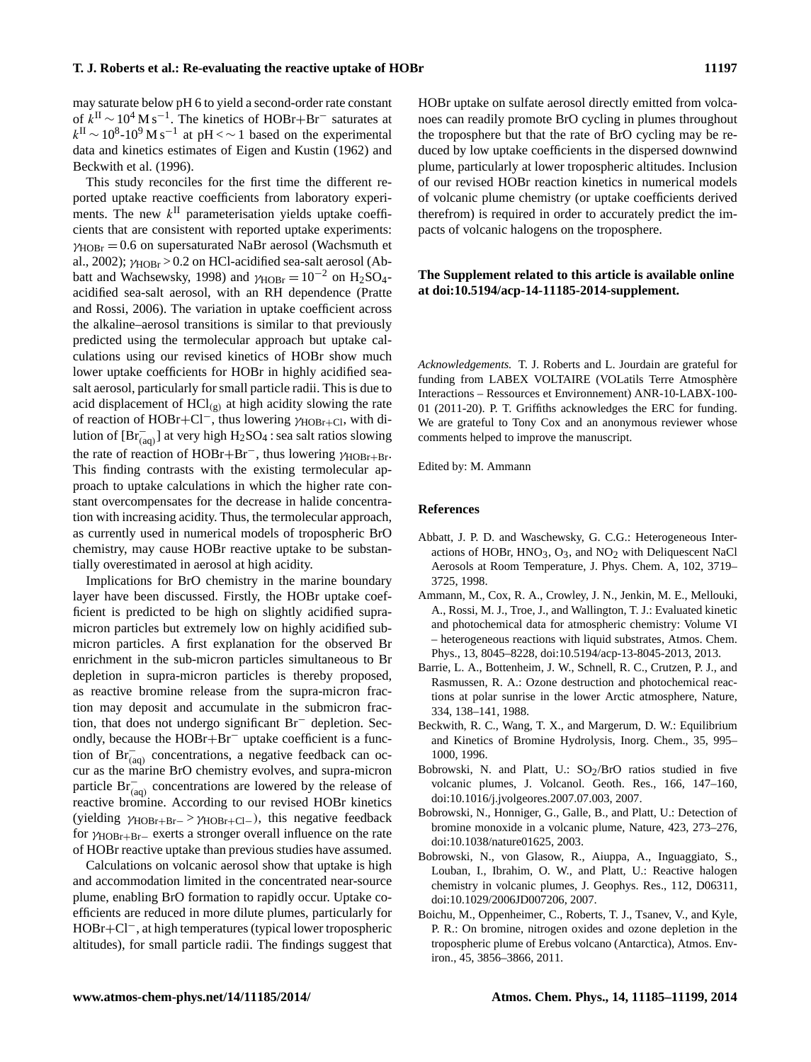may saturate below pH 6 to yield a second-order rate constant of $k^{\mathrm{II}} \sim 10^4\,\mathrm{M\,s^{-1}}$. The kinetics of HOBr+$Br^-$ saturates at $k^{\mathrm{II}} \sim 10^8$-$10^9\,\mathrm{M\,s^{-1}}$ at pH $< \sim 1$ based on the experimental data and kinetics estimates of Eigen and Kustin (1962) and Beckwith et al. (1996).

This study reconciles for the first time the different reported uptake reactive coefficients from laboratory experiments. The new $k^{\mathrm{II}}$ parameterisation yields uptake coefficients that are consistent with reported uptake experiments: $\gamma_{\mathrm{HOBr}} = 0.6$ on supersaturated NaBr aerosol (Wachsmuth et al., 2002); $\gamma_{\mathrm{HOBr}} > 0.2$ on HCl-acidified sea-salt aerosol (Abbatt and Wachsewsky, 1998) and $\gamma_{\mathrm{HOBr}} = 10^{-2}$ on $H_2SO_4$-acidified sea-salt aerosol, with an RH dependence (Pratte and Rossi, 2006). The variation in uptake coefficient across the alkaline–aerosol transitions is similar to that previously predicted using the termolecular approach but uptake calculations using our revised kinetics of HOBr show much lower uptake coefficients for HOBr in highly acidified sea-salt aerosol, particularly for small particle radii. This is due to acid displacement of $HCl_{(g)}$ at high acidity slowing the rate of reaction of HOBr+$Cl^-$, thus lowering $\gamma_{\mathrm{HOBr+Cl}}$, with dilution of $[Br^-_{(aq)}]$ at very high $H_2SO_4$ : sea salt ratios slowing the rate of reaction of HOBr+$Br^-$, thus lowering $\gamma_{\mathrm{HOBr+Br}}$. This finding contrasts with the existing termolecular approach to uptake calculations in which the higher rate constant overcompensates for the decrease in halide concentration with increasing acidity. Thus, the termolecular approach, as currently used in numerical models of tropospheric BrO chemistry, may cause HOBr reactive uptake to be substantially overestimated in aerosol at high acidity.

Implications for BrO chemistry in the marine boundary layer have been discussed. Firstly, the HOBr uptake coefficient is predicted to be high on slightly acidified supra-micron particles but extremely low on highly acidified sub-micron particles. A first explanation for the observed Br enrichment in the sub-micron particles simultaneous to Br depletion in supra-micron particles is thereby proposed, as reactive bromine release from the supra-micron fraction may deposit and accumulate in the submicron fraction, that does not undergo significant $Br^-$ depletion. Secondly, because the HOBr+$Br^-$ uptake coefficient is a function of $Br^-_{(aq)}$ concentrations, a negative feedback can occur as the marine BrO chemistry evolves, and supra-micron particle $Br^-_{(aq)}$ concentrations are lowered by the release of reactive bromine. According to our revised HOBr kinetics (yielding $\gamma_{\mathrm{HOBr+Br-}} > \gamma_{\mathrm{HOBr+Cl-}}$), this negative feedback for $\gamma_{\mathrm{HOBr+Br-}}$ exerts a stronger overall influence on the rate of HOBr reactive uptake than previous studies have assumed.

Calculations on volcanic aerosol show that uptake is high and accommodation limited in the concentrated near-source plume, enabling BrO formation to rapidly occur. Uptake coefficients are reduced in more dilute plumes, particularly for HOBr+$Cl^-$, at high temperatures (typical lower tropospheric altitudes), for small particle radii. The findings suggest that HOBr uptake on sulfate aerosol directly emitted from volcanoes can readily promote BrO cycling in plumes throughout the troposphere but that the rate of BrO cycling may be reduced by low uptake coefficients in the dispersed downwind plume, particularly at lower tropospheric altitudes. Inclusion of our revised HOBr reaction kinetics in numerical models of volcanic plume chemistry (or uptake coefficients derived therefrom) is required in order to accurately predict the impacts of volcanic halogens on the troposphere.

**The Supplement related to this article is available online at doi:10.5194/acp-14-11185-2014-supplement.**

*Acknowledgements.* T. J. Roberts and L. Jourdain are grateful for funding from LABEX VOLTAIRE (VOLatils Terre Atmosphère Interactions – Ressources et Environnement) ANR-10-LABX-100-01 (2011-20). P. T. Griffiths acknowledges the ERC for funding. We are grateful to Tony Cox and an anonymous reviewer whose comments helped to improve the manuscript.

Edited by: M. Ammann

## References

Abbatt, J. P. D. and Waschewsky, G. C.G.: Heterogeneous Interactions of HOBr, $HNO_3$, $O_3$, and $NO_2$ with Deliquescent NaCl Aerosols at Room Temperature, J. Phys. Chem. A, 102, 3719–3725, 1998.

Ammann, M., Cox, R. A., Crowley, J. N., Jenkin, M. E., Mellouki, A., Rossi, M. J., Troe, J., and Wallington, T. J.: Evaluated kinetic and photochemical data for atmospheric chemistry: Volume VI – heterogeneous reactions with liquid substrates, Atmos. Chem. Phys., 13, 8045–8228, doi:10.5194/acp-13-8045-2013, 2013.

Barrie, L. A., Bottenheim, J. W., Schnell, R. C., Crutzen, P. J., and Rasmussen, R. A.: Ozone destruction and photochemical reactions at polar sunrise in the lower Arctic atmosphere, Nature, 334, 138–141, 1988.

Beckwith, R. C., Wang, T. X., and Margerum, D. W.: Equilibrium and Kinetics of Bromine Hydrolysis, Inorg. Chem., 35, 995–1000, 1996.

Bobrowski, N. and Platt, U.: $SO_2$/BrO ratios studied in five volcanic plumes, J. Volcanol. Geoth. Res., 166, 147–160, doi:10.1016/j.jvolgeores.2007.07.003, 2007.

Bobrowski, N., Honniger, G., Galle, B., and Platt, U.: Detection of bromine monoxide in a volcanic plume, Nature, 423, 273–276, doi:10.1038/nature01625, 2003.

Bobrowski, N., von Glasow, R., Aiuppa, A., Inguaggiato, S., Louban, I., Ibrahim, O. W., and Platt, U.: Reactive halogen chemistry in volcanic plumes, J. Geophys. Res., 112, D06311, doi:10.1029/2006JD007206, 2007.

Boichu, M., Oppenheimer, C., Roberts, T. J., Tsanev, V., and Kyle, P. R.: On bromine, nitrogen oxides and ozone depletion in the tropospheric plume of Erebus volcano (Antarctica), Atmos. Environ., 45, 3856–3866, 2011.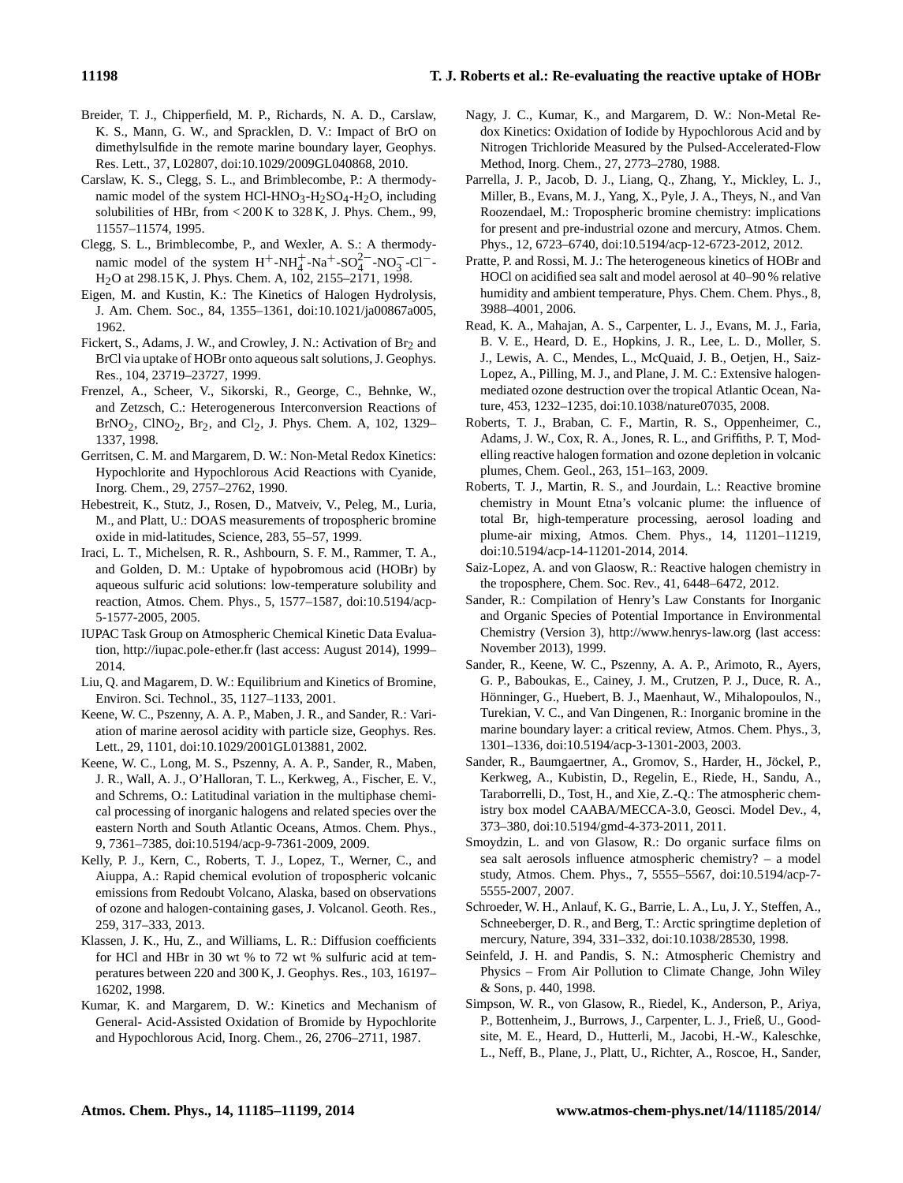Breider, T. J., Chipperfield, M. P., Richards, N. A. D., Carslaw, K. S., Mann, G. W., and Spracklen, D. V.: Impact of BrO on dimethylsulfide in the remote marine boundary layer, Geophys. Res. Lett., 37, L02807, doi:10.1029/2009GL040868, 2010.

Carslaw, K. S., Clegg, S. L., and Brimblecombe, P.: A thermodynamic model of the system HCl-$HNO_3$-$H_2SO_4$-$H_2O$, including solubilities of HBr, from < 200 K to 328 K, J. Phys. Chem., 99, 11557–11574, 1995.

Clegg, S. L., Brimblecombe, P., and Wexler, A. S.: A thermodynamic model of the system $H^+$-$NH_4^+$-$Na^+$-$SO_4^{2-}$-$NO_3^-$-$Cl^-$-$H_2O$ at 298.15 K, J. Phys. Chem. A, 102, 2155–2171, 1998.

Eigen, M. and Kustin, K.: The Kinetics of Halogen Hydrolysis, J. Am. Chem. Soc., 84, 1355–1361, doi:10.1021/ja00867a005, 1962.

Fickert, S., Adams, J. W., and Crowley, J. N.: Activation of $Br_2$ and BrCl via uptake of HOBr onto aqueous salt solutions, J. Geophys. Res., 104, 23719–23727, 1999.

Frenzel, A., Scheer, V., Sikorski, R., George, C., Behnke, W., and Zetzsch, C.: Heterogenerous Interconversion Reactions of $BrNO_2$, $ClNO_2$, $Br_2$, and $Cl_2$, J. Phys. Chem. A, 102, 1329–1337, 1998.

Gerritsen, C. M. and Margarem, D. W.: Non-Metal Redox Kinetics: Hypochlorite and Hypochlorous Acid Reactions with Cyanide, Inorg. Chem., 29, 2757–2762, 1990.

Hebestreit, K., Stutz, J., Rosen, D., Matveiv, V., Peleg, M., Luria, M., and Platt, U.: DOAS measurements of tropospheric bromine oxide in mid-latitudes, Science, 283, 55–57, 1999.

Iraci, L. T., Michelsen, R. R., Ashbourn, S. F. M., Rammer, T. A., and Golden, D. M.: Uptake of hypobromous acid (HOBr) by aqueous sulfuric acid solutions: low-temperature solubility and reaction, Atmos. Chem. Phys., 5, 1577–1587, doi:10.5194/acp-5-1577-2005, 2005.

IUPAC Task Group on Atmospheric Chemical Kinetic Data Evaluation, http://iupac.pole-ether.fr (last access: August 2014), 1999–2014.

Liu, Q. and Magarem, D. W.: Equilibrium and Kinetics of Bromine, Environ. Sci. Technol., 35, 1127–1133, 2001.

Keene, W. C., Pszenny, A. A. P., Maben, J. R., and Sander, R.: Variation of marine aerosol acidity with particle size, Geophys. Res. Lett., 29, 1101, doi:10.1029/2001GL013881, 2002.

Keene, W. C., Long, M. S., Pszenny, A. A. P., Sander, R., Maben, J. R., Wall, A. J., O'Halloran, T. L., Kerkweg, A., Fischer, E. V., and Schrems, O.: Latitudinal variation in the multiphase chemical processing of inorganic halogens and related species over the eastern North and South Atlantic Oceans, Atmos. Chem. Phys., 9, 7361–7385, doi:10.5194/acp-9-7361-2009, 2009.

Kelly, P. J., Kern, C., Roberts, T. J., Lopez, T., Werner, C., and Aiuppa, A.: Rapid chemical evolution of tropospheric volcanic emissions from Redoubt Volcano, Alaska, based on observations of ozone and halogen-containing gases, J. Volcanol. Geoth. Res., 259, 317–333, 2013.

Klassen, J. K., Hu, Z., and Williams, L. R.: Diffusion coefficients for HCl and HBr in 30 wt % to 72 wt % sulfuric acid at temperatures between 220 and 300 K, J. Geophys. Res., 103, 16197–16202, 1998.

Kumar, K. and Margarem, D. W.: Kinetics and Mechanism of General- Acid-Assisted Oxidation of Bromide by Hypochlorite and Hypochlorous Acid, Inorg. Chem., 26, 2706–2711, 1987.

Nagy, J. C., Kumar, K., and Margarem, D. W.: Non-Metal Redox Kinetics: Oxidation of Iodide by Hypochlorous Acid and by Nitrogen Trichloride Measured by the Pulsed-Accelerated-Flow Method, Inorg. Chem., 27, 2773–2780, 1988.

Parrella, J. P., Jacob, D. J., Liang, Q., Zhang, Y., Mickley, L. J., Miller, B., Evans, M. J., Yang, X., Pyle, J. A., Theys, N., and Van Roozendael, M.: Tropospheric bromine chemistry: implications for present and pre-industrial ozone and mercury, Atmos. Chem. Phys., 12, 6723–6740, doi:10.5194/acp-12-6723-2012, 2012.

Pratte, P. and Rossi, M. J.: The heterogeneous kinetics of HOBr and HOCl on acidified sea salt and model aerosol at 40–90 % relative humidity and ambient temperature, Phys. Chem. Chem. Phys., 8, 3988–4001, 2006.

Read, K. A., Mahajan, A. S., Carpenter, L. J., Evans, M. J., Faria, B. V. E., Heard, D. E., Hopkins, J. R., Lee, L. D., Moller, S. J., Lewis, A. C., Mendes, L., McQuaid, J. B., Oetjen, H., Saiz-Lopez, A., Pilling, M. J., and Plane, J. M. C.: Extensive halogen-mediated ozone destruction over the tropical Atlantic Ocean, Nature, 453, 1232–1235, doi:10.1038/nature07035, 2008.

Roberts, T. J., Braban, C. F., Martin, R. S., Oppenheimer, C., Adams, J. W., Cox, R. A., Jones, R. L., and Griffiths, P. T, Modelling reactive halogen formation and ozone depletion in volcanic plumes, Chem. Geol., 263, 151–163, 2009.

Roberts, T. J., Martin, R. S., and Jourdain, L.: Reactive bromine chemistry in Mount Etna's volcanic plume: the influence of total Br, high-temperature processing, aerosol loading and plume-air mixing, Atmos. Chem. Phys., 14, 11201–11219, doi:10.5194/acp-14-11201-2014, 2014.

Saiz-Lopez, A. and von Glaosw, R.: Reactive halogen chemistry in the troposphere, Chem. Soc. Rev., 41, 6448–6472, 2012.

Sander, R.: Compilation of Henry's Law Constants for Inorganic and Organic Species of Potential Importance in Environmental Chemistry (Version 3), http://www.henrys-law.org (last access: November 2013), 1999.

Sander, R., Keene, W. C., Pszenny, A. A. P., Arimoto, R., Ayers, G. P., Baboukas, E., Cainey, J. M., Crutzen, P. J., Duce, R. A., Hönninger, G., Huebert, B. J., Maenhaut, W., Mihalopoulos, N., Turekian, V. C., and Van Dingenen, R.: Inorganic bromine in the marine boundary layer: a critical review, Atmos. Chem. Phys., 3, 1301–1336, doi:10.5194/acp-3-1301-2003, 2003.

Sander, R., Baumgaertner, A., Gromov, S., Harder, H., Jöckel, P., Kerkweg, A., Kubistin, D., Regelin, E., Riede, H., Sandu, A., Taraborrelli, D., Tost, H., and Xie, Z.-Q.: The atmospheric chemistry box model CAABA/MECCA-3.0, Geosci. Model Dev., 4, 373–380, doi:10.5194/gmd-4-373-2011, 2011.

Smoydzin, L. and von Glasow, R.: Do organic surface films on sea salt aerosols influence atmospheric chemistry? – a model study, Atmos. Chem. Phys., 7, 5555–5567, doi:10.5194/acp-7-5555-2007, 2007.

Schroeder, W. H., Anlauf, K. G., Barrie, L. A., Lu, J. Y., Steffen, A., Schneeberger, D. R., and Berg, T.: Arctic springtime depletion of mercury, Nature, 394, 331–332, doi:10.1038/28530, 1998.

Seinfeld, J. H. and Pandis, S. N.: Atmospheric Chemistry and Physics – From Air Pollution to Climate Change, John Wiley & Sons, p. 440, 1998.

Simpson, W. R., von Glasow, R., Riedel, K., Anderson, P., Ariya, P., Bottenheim, J., Burrows, J., Carpenter, L. J., Frieß, U., Goodsite, M. E., Heard, D., Hutterli, M., Jacobi, H.-W., Kaleschke, L., Neff, B., Plane, J., Platt, U., Richter, A., Roscoe, H., Sander,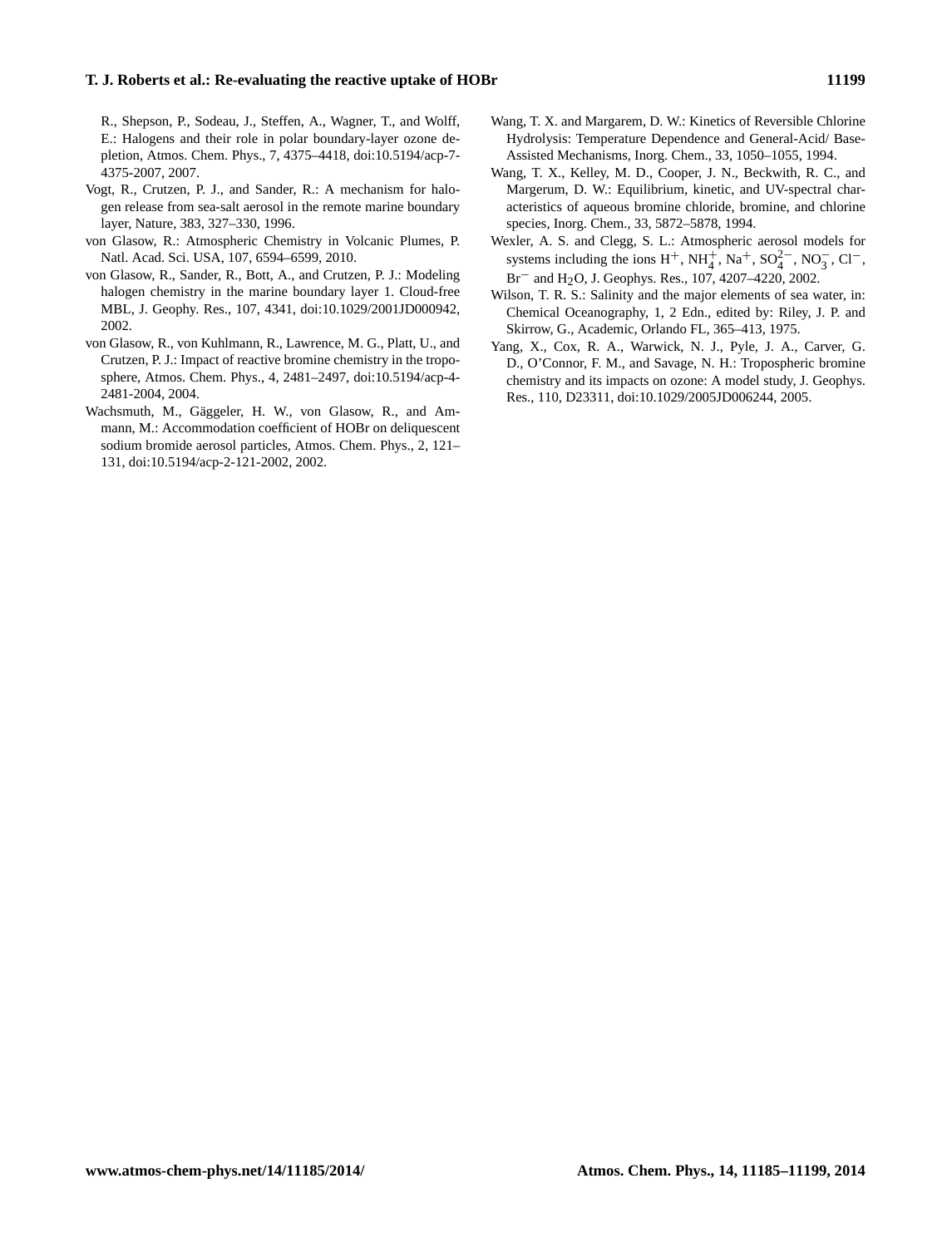R., Shepson, P., Sodeau, J., Steffen, A., Wagner, T., and Wolff, E.: Halogens and their role in polar boundary-layer ozone depletion, Atmos. Chem. Phys., 7, 4375–4418, doi:10.5194/acp-7-4375-2007, 2007.

Vogt, R., Crutzen, P. J., and Sander, R.: A mechanism for halogen release from sea-salt aerosol in the remote marine boundary layer, Nature, 383, 327–330, 1996.

von Glasow, R.: Atmospheric Chemistry in Volcanic Plumes, P. Natl. Acad. Sci. USA, 107, 6594–6599, 2010.

von Glasow, R., Sander, R., Bott, A., and Crutzen, P. J.: Modeling halogen chemistry in the marine boundary layer 1. Cloud-free MBL, J. Geophy. Res., 107, 4341, doi:10.1029/2001JD000942, 2002.

von Glasow, R., von Kuhlmann, R., Lawrence, M. G., Platt, U., and Crutzen, P. J.: Impact of reactive bromine chemistry in the troposphere, Atmos. Chem. Phys., 4, 2481–2497, doi:10.5194/acp-4-2481-2004, 2004.

Wachsmuth, M., Gäggeler, H. W., von Glasow, R., and Ammann, M.: Accommodation coefficient of HOBr on deliquescent sodium bromide aerosol particles, Atmos. Chem. Phys., 2, 121–131, doi:10.5194/acp-2-121-2002, 2002.

Wang, T. X. and Margarem, D. W.: Kinetics of Reversible Chlorine Hydrolysis: Temperature Dependence and General-Acid/ Base-Assisted Mechanisms, Inorg. Chem., 33, 1050–1055, 1994.

Wang, T. X., Kelley, M. D., Cooper, J. N., Beckwith, R. C., and Margerum, D. W.: Equilibrium, kinetic, and UV-spectral characteristics of aqueous bromine chloride, bromine, and chlorine species, Inorg. Chem., 33, 5872–5878, 1994.

Wexler, A. S. and Clegg, S. L.: Atmospheric aerosol models for systems including the ions $H^+$, $NH_4^+$, $Na^+$, $SO_4^{2-}$, $NO_3^-$, $Cl^-$, $Br^-$ and $H_2O$, J. Geophys. Res., 107, 4207–4220, 2002.

Wilson, T. R. S.: Salinity and the major elements of sea water, in: Chemical Oceanography, 1, 2 Edn., edited by: Riley, J. P. and Skirrow, G., Academic, Orlando FL, 365–413, 1975.

Yang, X., Cox, R. A., Warwick, N. J., Pyle, J. A., Carver, G. D., O'Connor, F. M., and Savage, N. H.: Tropospheric bromine chemistry and its impacts on ozone: A model study, J. Geophys. Res., 110, D23311, doi:10.1029/2005JD006244, 2005.